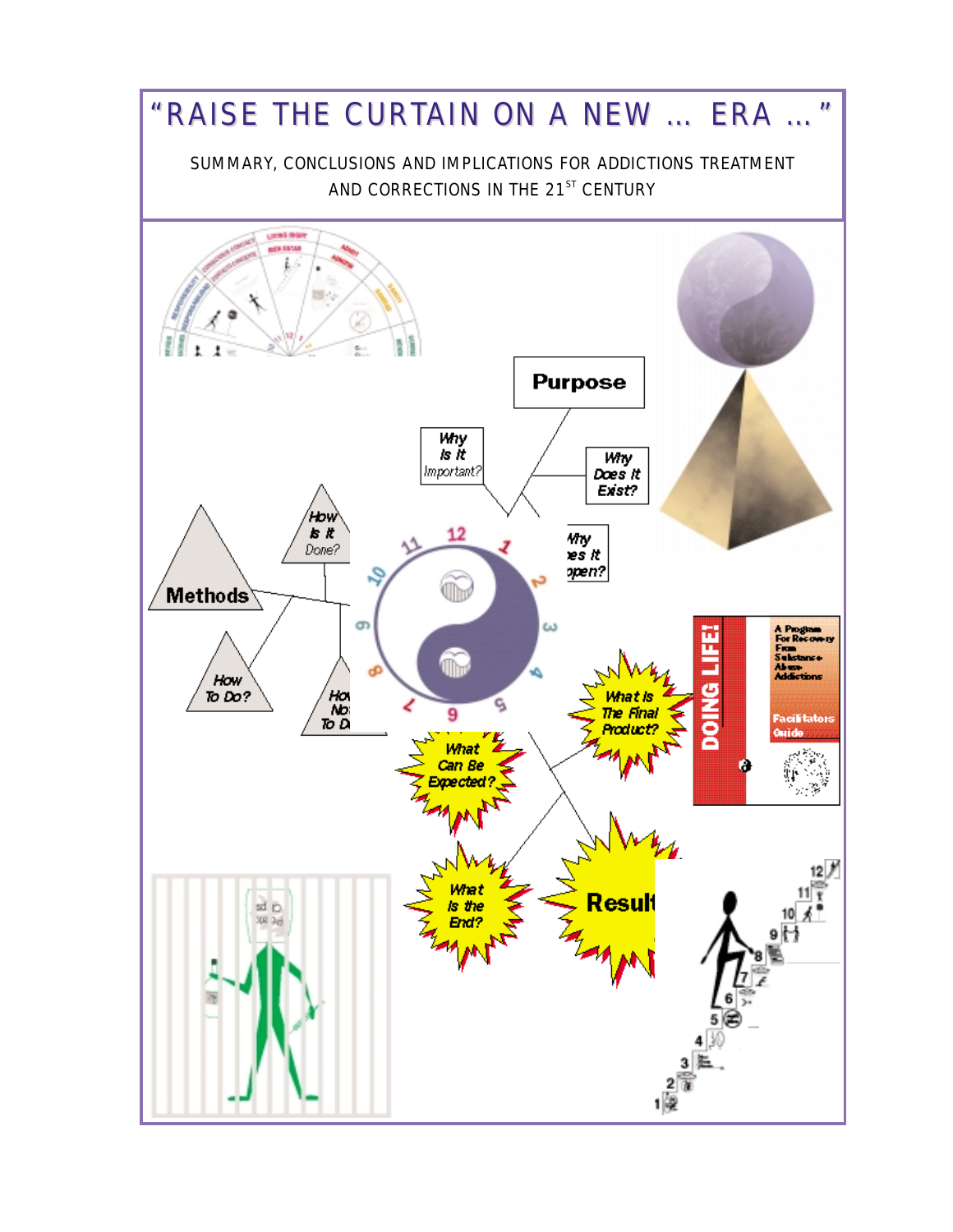# "RAISE THE CURTAIN ON A NEW … ERA …"

SUMMARY, CONCLUSIONS AND IMPLICATIONS FOR ADDICTIONS TREATMENT AND CORRECTIONS IN THE 21ST CENTURY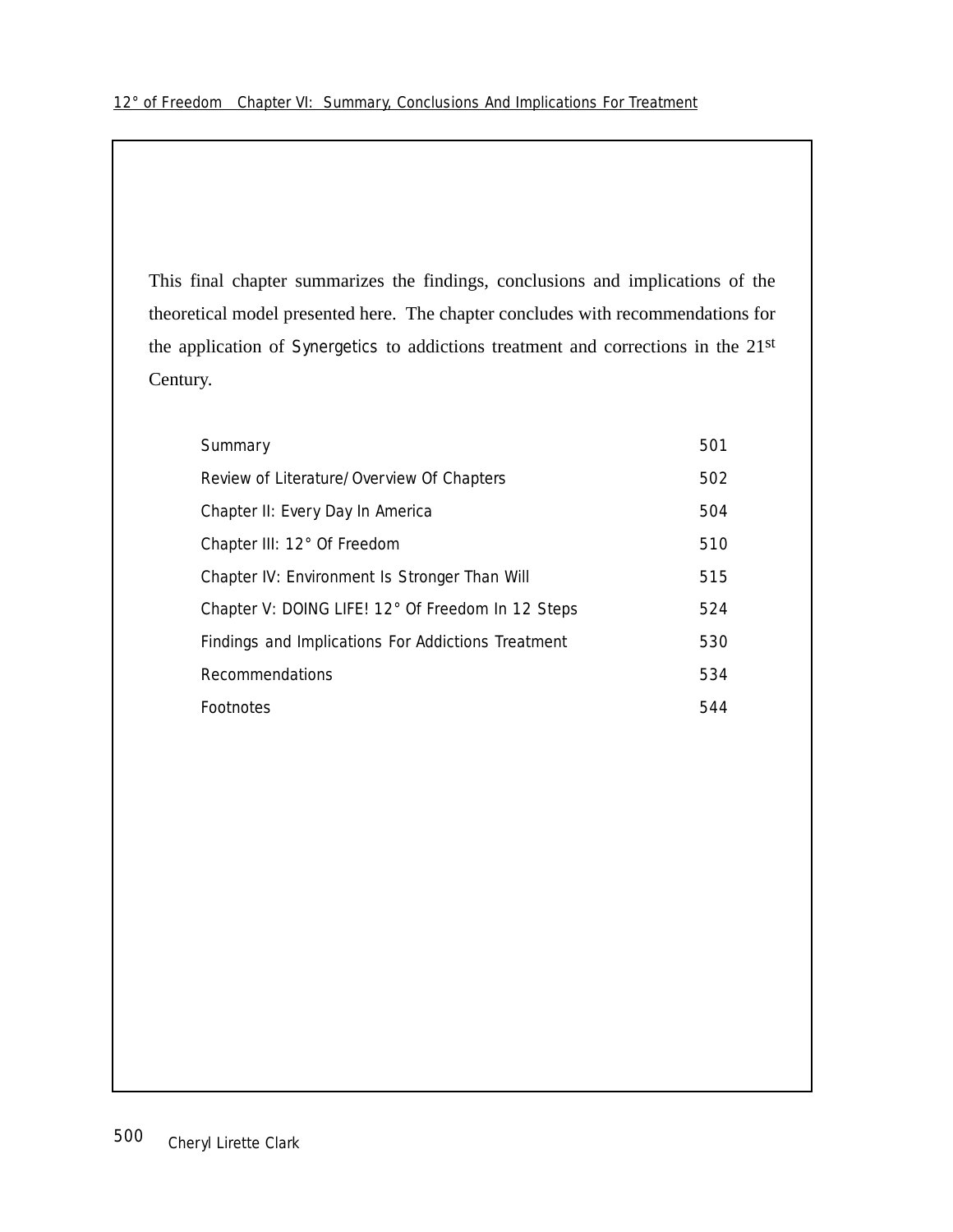This final chapter summarizes the findings, conclusions and implications of the theoretical model presented here. The chapter concludes with recommendations for the application of Synergetics to addictions treatment and corrections in the 21st Century.

| | |
|---|---|
| Summary | 501 |
| Review of Literature/Overview Of Chapters | 502 |
| Chapter II: Every Day In America | 504 |
| Chapter III: 12° Of Freedom | 510 |
| Chapter IV: Environment Is Stronger Than Will | 515 |
| Chapter V: DOING LIFE! 12° Of Freedom In 12 Steps | 524 |
| Findings and Implications For Addictions Treatment | 530 |
| Recommendations | 534 |
| Footnotes | 544 |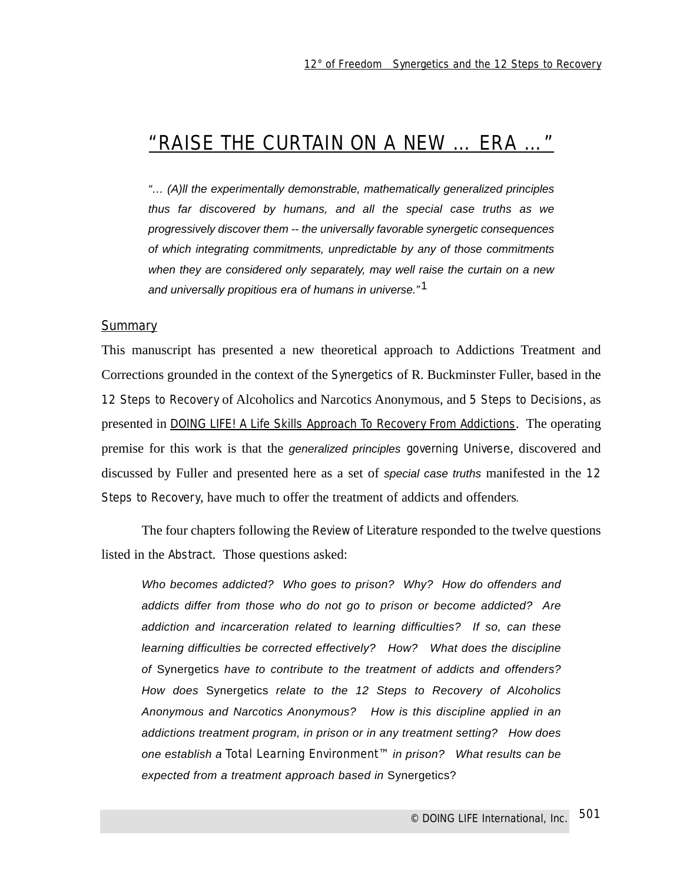# "RAISE THE CURTAIN ON A NEW … ERA …"

> *"… (A)ll the experimentally demonstrable, mathematically generalized principles thus far discovered by humans, and all the special case truths as we progressively discover them -- the universally favorable synergetic consequences of which integrating commitments, unpredictable by any of those commitments when they are considered only separately, may well raise the curtain on a new and universally propitious era of humans in universe."*[1]

## Summary

This manuscript has presented a new theoretical approach to Addictions Treatment and Corrections grounded in the context of the Synergetics of R. Buckminster Fuller, based in the 12 Steps to Recovery of Alcoholics and Narcotics Anonymous, and 5 Steps to Decisions, as presented in DOING LIFE! A Life Skills Approach To Recovery From Addictions. The operating premise for this work is that the *generalized principles* governing Universe, discovered and discussed by Fuller and presented here as a set of *special case truths* manifested in the 12 Steps to Recovery, have much to offer the treatment of addicts and offenders.

The four chapters following the Review of Literature responded to the twelve questions listed in the Abstract. Those questions asked:

> *Who becomes addicted? Who goes to prison? Why? How do offenders and addicts differ from those who do not go to prison or become addicted? Are addiction and incarceration related to learning difficulties? If so, can these learning difficulties be corrected effectively? How? What does the discipline of* Synergetics *have to contribute to the treatment of addicts and offenders? How does* Synergetics *relate to the 12 Steps to Recovery of Alcoholics Anonymous and Narcotics Anonymous? How is this discipline applied in an addictions treatment program, in prison or in any treatment setting? How does one establish a* Total Learning Environment™ *in prison? What results can be expected from a treatment approach based in* Synergetics?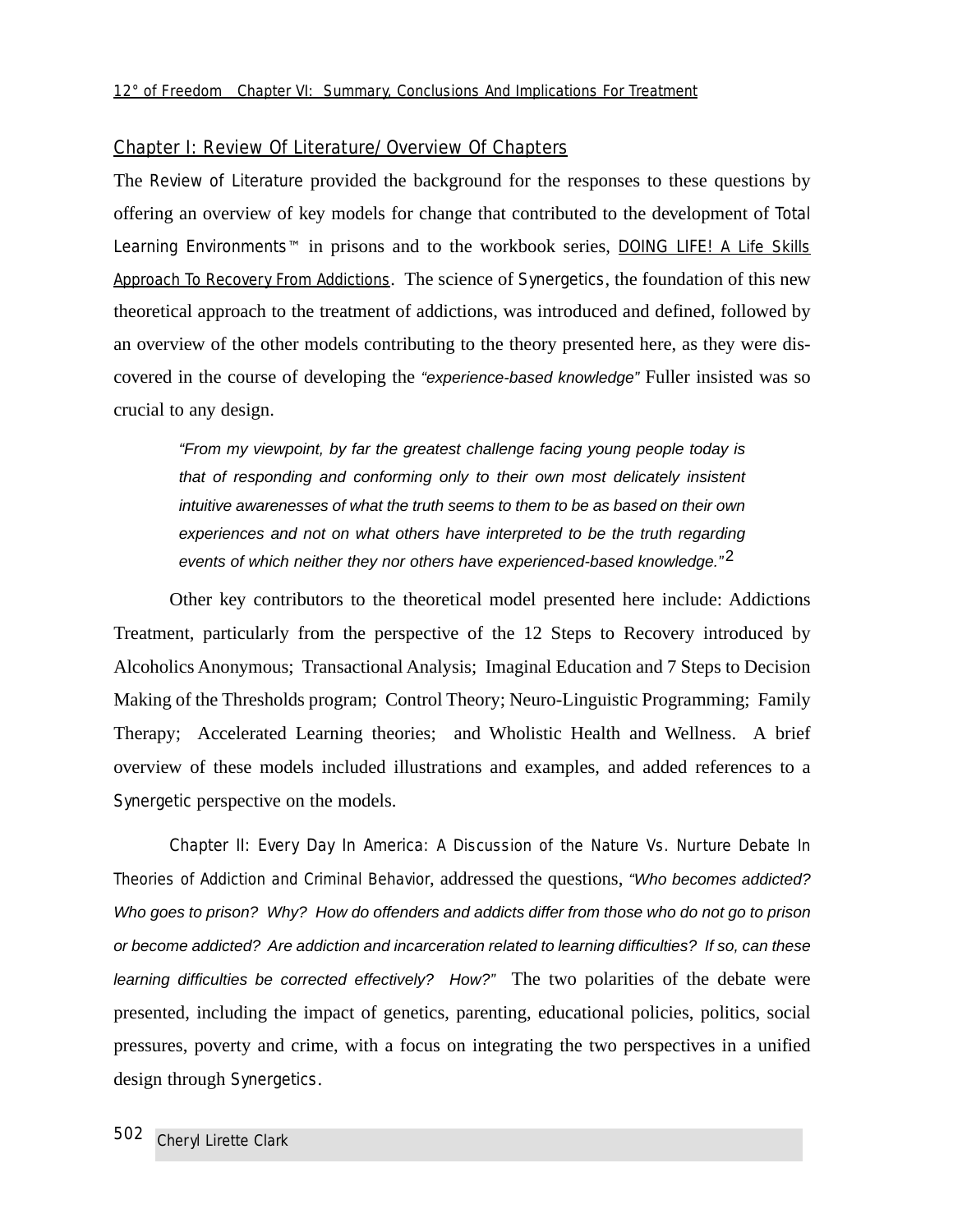## Chapter I: Review Of Literature/Overview Of Chapters

The Review of Literature provided the background for the responses to these questions by offering an overview of key models for change that contributed to the development of Total Learning Environments™ in prisons and to the workbook series, DOING LIFE! A Life Skills Approach To Recovery From Addictions. The science of Synergetics, the foundation of this new theoretical approach to the treatment of addictions, was introduced and defined, followed by an overview of the other models contributing to the theory presented here, as they were discovered in the course of developing the *"experience-based knowledge"* Fuller insisted was so crucial to any design.

> *"From my viewpoint, by far the greatest challenge facing young people today is that of responding and conforming only to their own most delicately insistent intuitive awarenesses of what the truth seems to them to be as based on their own experiences and not on what others have interpreted to be the truth regarding events of which neither they nor others have experienced-based knowledge."*[2]

Other key contributors to the theoretical model presented here include: Addictions Treatment, particularly from the perspective of the 12 Steps to Recovery introduced by Alcoholics Anonymous; Transactional Analysis; Imaginal Education and 7 Steps to Decision Making of the Thresholds program; Control Theory; Neuro-Linguistic Programming; Family Therapy; Accelerated Learning theories; and Wholistic Health and Wellness. A brief overview of these models included illustrations and examples, and added references to a Synergetic perspective on the models.

Chapter II: Every Day In America: A Discussion of the Nature Vs. Nurture Debate In Theories of Addiction and Criminal Behavior, addressed the questions, *"Who becomes addicted? Who goes to prison? Why? How do offenders and addicts differ from those who do not go to prison or become addicted? Are addiction and incarceration related to learning difficulties? If so, can these learning difficulties be corrected effectively? How?"* The two polarities of the debate were presented, including the impact of genetics, parenting, educational policies, politics, social pressures, poverty and crime, with a focus on integrating the two perspectives in a unified design through Synergetics.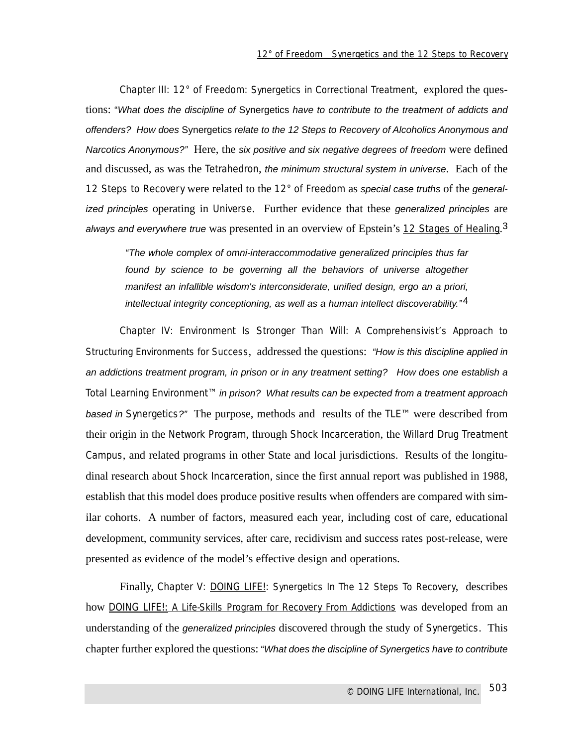Chapter III: 12° of Freedom: Synergetics in Correctional Treatment, explored the questions: "*What does the discipline of* Synergetics *have to contribute to the treatment of addicts and offenders? How does* Synergetics *relate to the 12 Steps to Recovery of Alcoholics Anonymous and Narcotics Anonymous?*" Here, the *six positive and six negative degrees of freedom* were defined and discussed, as was the Tetrahedron, *the minimum structural system in universe*. Each of the 12 Steps to Recovery were related to the 12° of Freedom as *special case truths* of the *generalized principles* operating in Universe. Further evidence that these *generalized principles* are *always and everywhere true* was presented in an overview of Epstein's 12 Stages of Healing.[3]

> *"The whole complex of omni-interaccommodative generalized principles thus far found by science to be governing all the behaviors of universe altogether manifest an infallible wisdom's interconsiderate, unified design, ergo an a priori, intellectual integrity conceptioning, as well as a human intellect discoverability."*[4]

Chapter IV: Environment Is Stronger Than Will: A Comprehensivist's Approach to Structuring Environments for Success, addressed the questions: *"How is this discipline applied in an addictions treatment program, in prison or in any treatment setting? How does one establish a* Total Learning Environment™ *in prison? What results can be expected from a treatment approach based in* Synergetics*?"* The purpose, methods and results of the TLE™ were described from their origin in the Network Program, through Shock Incarceration, the Willard Drug Treatment Campus, and related programs in other State and local jurisdictions. Results of the longitudinal research about Shock Incarceration, since the first annual report was published in 1988, establish that this model does produce positive results when offenders are compared with similar cohorts. A number of factors, measured each year, including cost of care, educational development, community services, after care, recidivism and success rates post-release, were presented as evidence of the model's effective design and operations.

Finally, Chapter V: DOING LIFE!: Synergetics In The 12 Steps To Recovery, describes how DOING LIFE!: A Life-Skills Program for Recovery From Addictions was developed from an understanding of the *generalized principles* discovered through the study of Synergetics. This chapter further explored the questions: "*What does the discipline of Synergetics have to contribute*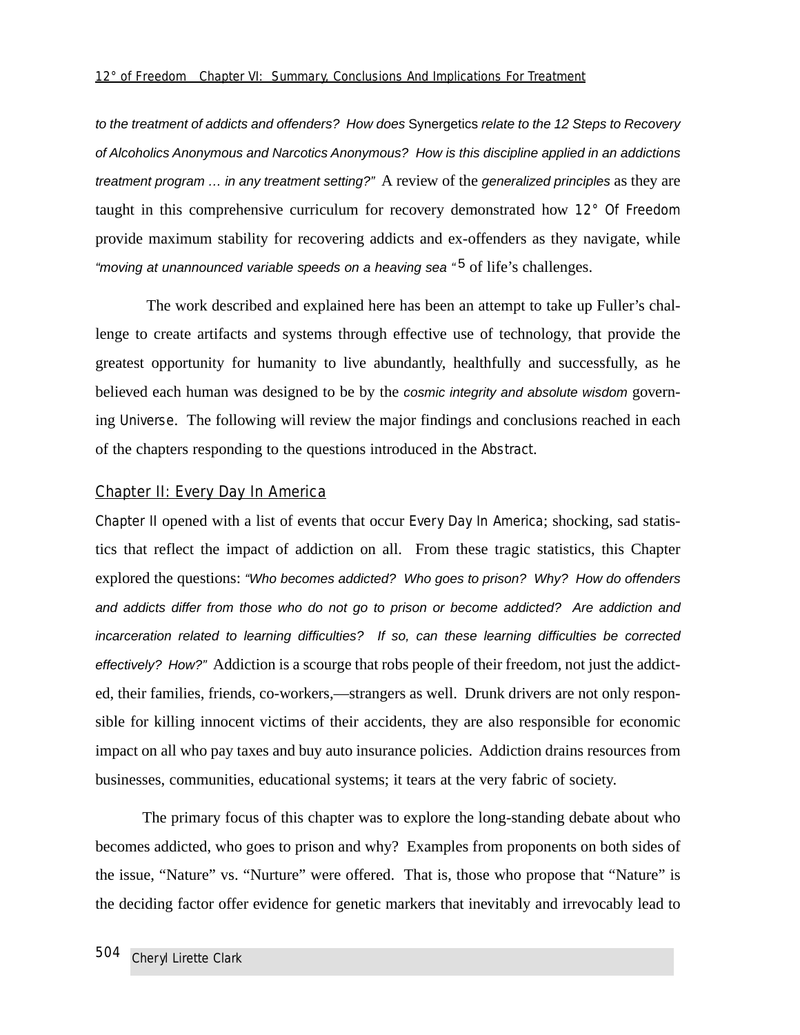*to the treatment of addicts and offenders? How does* Synergetics *relate to the 12 Steps to Recovery of Alcoholics Anonymous and Narcotics Anonymous? How is this discipline applied in an addictions treatment program … in any treatment setting?"* A review of the *generalized principles* as they are taught in this comprehensive curriculum for recovery demonstrated how 12° Of Freedom provide maximum stability for recovering addicts and ex-offenders as they navigate, while *"moving at unannounced variable speeds on a heaving sea "*[5] of life's challenges.

The work described and explained here has been an attempt to take up Fuller's challenge to create artifacts and systems through effective use of technology, that provide the greatest opportunity for humanity to live abundantly, healthfully and successfully, as he believed each human was designed to be by the *cosmic integrity and absolute wisdom* governing Universe. The following will review the major findings and conclusions reached in each of the chapters responding to the questions introduced in the Abstract.

## Chapter II: Every Day In America

Chapter II opened with a list of events that occur Every Day In America; shocking, sad statistics that reflect the impact of addiction on all. From these tragic statistics, this Chapter explored the questions: *"Who becomes addicted? Who goes to prison? Why? How do offenders and addicts differ from those who do not go to prison or become addicted? Are addiction and incarceration related to learning difficulties? If so, can these learning difficulties be corrected effectively? How?"* Addiction is a scourge that robs people of their freedom, not just the addicted, their families, friends, co-workers,—strangers as well. Drunk drivers are not only responsible for killing innocent victims of their accidents, they are also responsible for economic impact on all who pay taxes and buy auto insurance policies. Addiction drains resources from businesses, communities, educational systems; it tears at the very fabric of society.

The primary focus of this chapter was to explore the long-standing debate about who becomes addicted, who goes to prison and why? Examples from proponents on both sides of the issue, "Nature" vs. "Nurture" were offered. That is, those who propose that "Nature" is the deciding factor offer evidence for genetic markers that inevitably and irrevocably lead to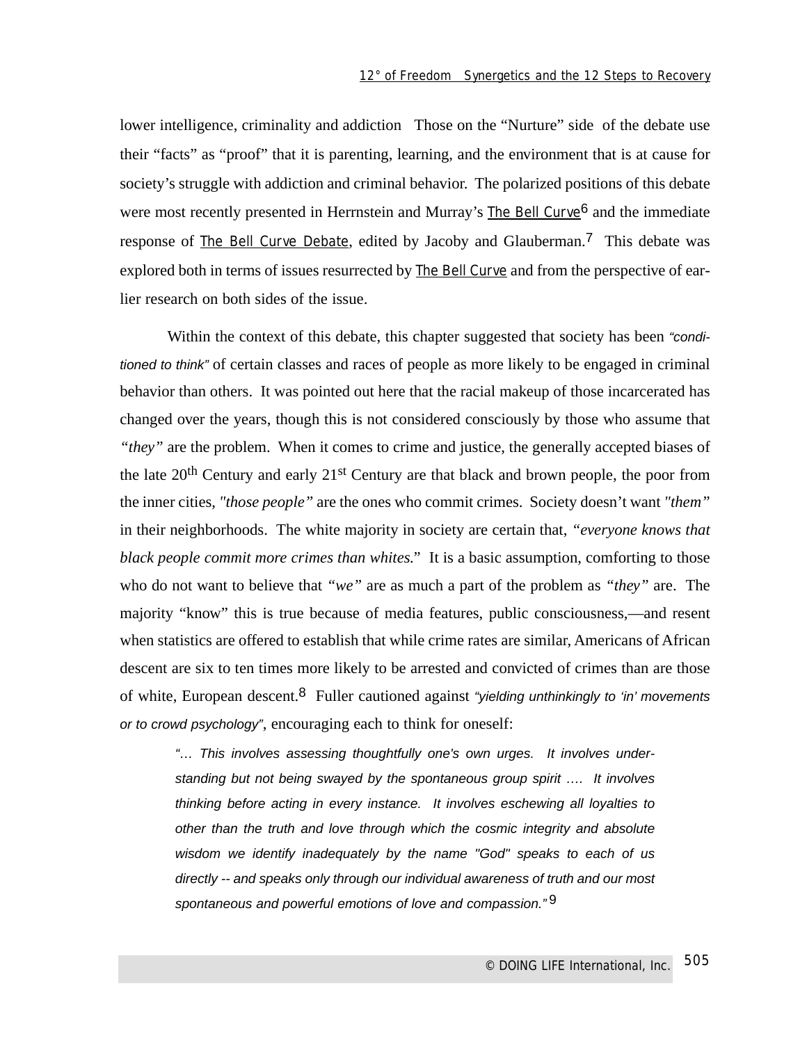lower intelligence, criminality and addiction  Those on the "Nurture" side of the debate use their "facts" as "proof" that it is parenting, learning, and the environment that is at cause for society's struggle with addiction and criminal behavior. The polarized positions of this debate were most recently presented in Herrnstein and Murray's The Bell Curve[6] and the immediate response of The Bell Curve Debate, edited by Jacoby and Glauberman.[7] This debate was explored both in terms of issues resurrected by The Bell Curve and from the perspective of earlier research on both sides of the issue.

Within the context of this debate, this chapter suggested that society has been *"conditioned to think"* of certain classes and races of people as more likely to be engaged in criminal behavior than others. It was pointed out here that the racial makeup of those incarcerated has changed over the years, though this is not considered consciously by those who assume that *"they"* are the problem. When it comes to crime and justice, the generally accepted biases of the late 20th Century and early 21st Century are that black and brown people, the poor from the inner cities, *"those people"* are the ones who commit crimes. Society doesn't want *"them"* in their neighborhoods. The white majority in society are certain that, *"everyone knows that black people commit more crimes than whites."* It is a basic assumption, comforting to those who do not want to believe that *"we"* are as much a part of the problem as *"they"* are. The majority "know" this is true because of media features, public consciousness,—and resent when statistics are offered to establish that while crime rates are similar, Americans of African descent are six to ten times more likely to be arrested and convicted of crimes than are those of white, European descent.[8] Fuller cautioned against *"yielding unthinkingly to 'in' movements or to crowd psychology"*, encouraging each to think for oneself:

> *"... This involves assessing thoughtfully one's own urges. It involves understanding but not being swayed by the spontaneous group spirit .... It involves thinking before acting in every instance. It involves eschewing all loyalties to other than the truth and love through which the cosmic integrity and absolute wisdom we identify inadequately by the name "God" speaks to each of us directly -- and speaks only through our individual awareness of truth and our most spontaneous and powerful emotions of love and compassion."*[9]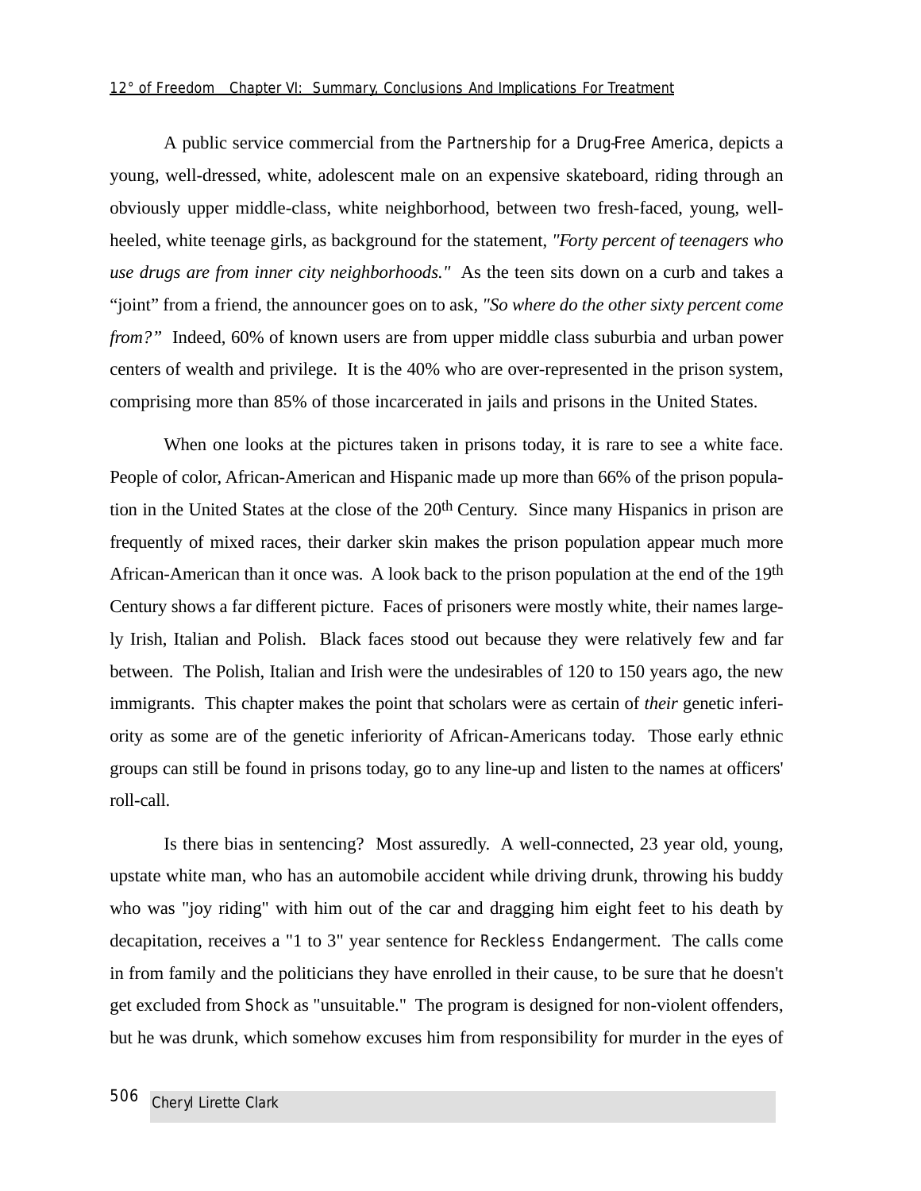A public service commercial from the Partnership for a Drug-Free America, depicts a young, well-dressed, white, adolescent male on an expensive skateboard, riding through an obviously upper middle-class, white neighborhood, between two fresh-faced, young, well-heeled, white teenage girls, as background for the statement, *"Forty percent of teenagers who use drugs are from inner city neighborhoods."* As the teen sits down on a curb and takes a “joint” from a friend, the announcer goes on to ask, *"So where do the other sixty percent come from?”* Indeed, 60% of known users are from upper middle class suburbia and urban power centers of wealth and privilege. It is the 40% who are over-represented in the prison system, comprising more than 85% of those incarcerated in jails and prisons in the United States.

When one looks at the pictures taken in prisons today, it is rare to see a white face. People of color, African-American and Hispanic made up more than 66% of the prison population in the United States at the close of the 20th Century. Since many Hispanics in prison are frequently of mixed races, their darker skin makes the prison population appear much more African-American than it once was. A look back to the prison population at the end of the 19th Century shows a far different picture. Faces of prisoners were mostly white, their names largely Irish, Italian and Polish. Black faces stood out because they were relatively few and far between. The Polish, Italian and Irish were the undesirables of 120 to 150 years ago, the new immigrants. This chapter makes the point that scholars were as certain of *their* genetic inferiority as some are of the genetic inferiority of African-Americans today. Those early ethnic groups can still be found in prisons today, go to any line-up and listen to the names at officers' roll-call.

Is there bias in sentencing? Most assuredly. A well-connected, 23 year old, young, upstate white man, who has an automobile accident while driving drunk, throwing his buddy who was "joy riding" with him out of the car and dragging him eight feet to his death by decapitation, receives a "1 to 3" year sentence for Reckless Endangerment. The calls come in from family and the politicians they have enrolled in their cause, to be sure that he doesn't get excluded from Shock as "unsuitable." The program is designed for non-violent offenders, but he was drunk, which somehow excuses him from responsibility for murder in the eyes of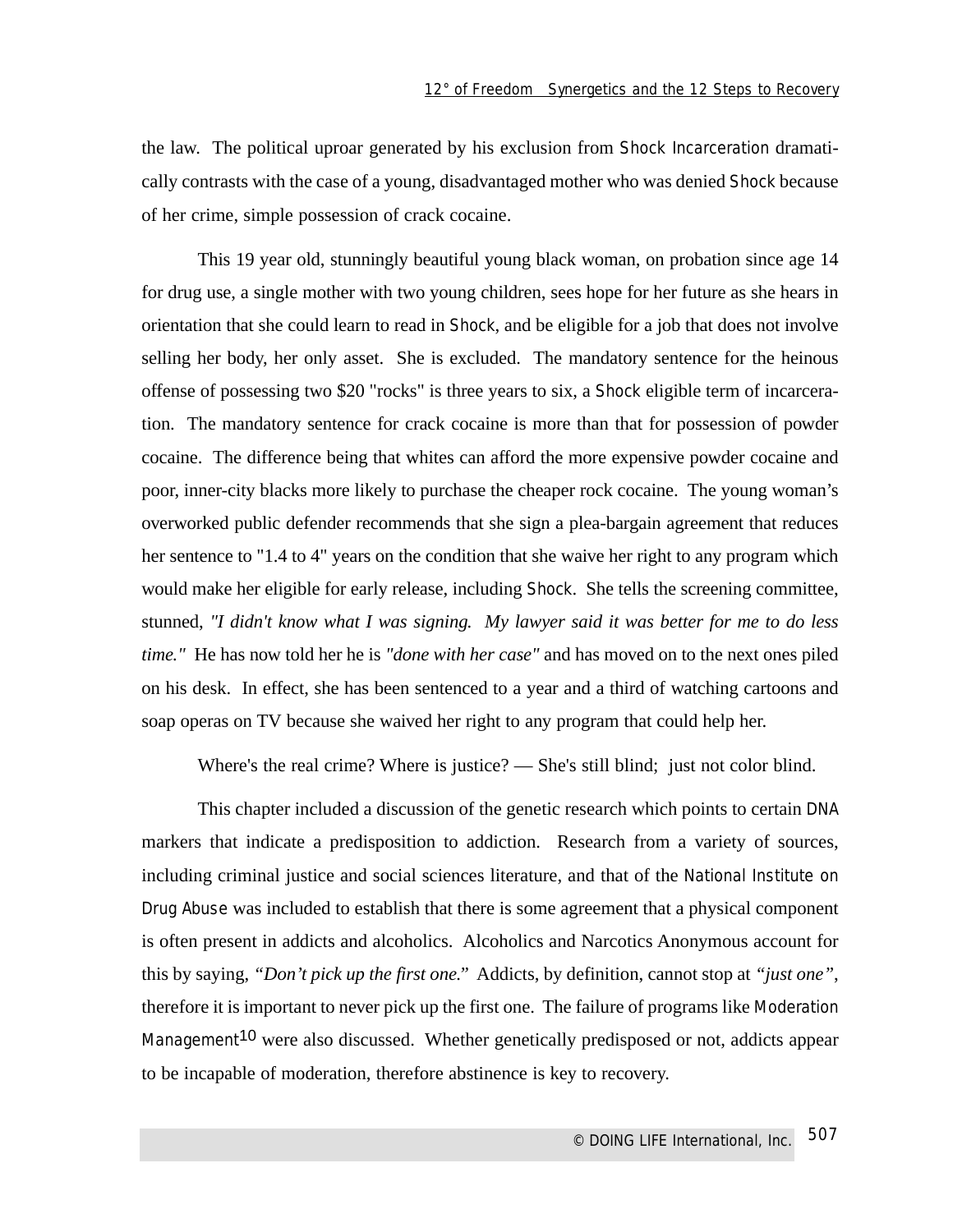the law. The political uproar generated by his exclusion from Shock Incarceration dramatically contrasts with the case of a young, disadvantaged mother who was denied Shock because of her crime, simple possession of crack cocaine.

This 19 year old, stunningly beautiful young black woman, on probation since age 14 for drug use, a single mother with two young children, sees hope for her future as she hears in orientation that she could learn to read in Shock, and be eligible for a job that does not involve selling her body, her only asset. She is excluded. The mandatory sentence for the heinous offense of possessing two $20 "rocks" is three years to six, a Shock eligible term of incarceration. The mandatory sentence for crack cocaine is more than that for possession of powder cocaine. The difference being that whites can afford the more expensive powder cocaine and poor, inner-city blacks more likely to purchase the cheaper rock cocaine. The young woman's overworked public defender recommends that she sign a plea-bargain agreement that reduces her sentence to "1.4 to 4" years on the condition that she waive her right to any program which would make her eligible for early release, including Shock. She tells the screening committee, stunned, *"I didn't know what I was signing. My lawyer said it was better for me to do less time."* He has now told her he is *"done with her case"* and has moved on to the next ones piled on his desk. In effect, she has been sentenced to a year and a third of watching cartoons and soap operas on TV because she waived her right to any program that could help her.

Where's the real crime? Where is justice? — She's still blind; just not color blind.

This chapter included a discussion of the genetic research which points to certain DNA markers that indicate a predisposition to addiction. Research from a variety of sources, including criminal justice and social sciences literature, and that of the National Institute on Drug Abuse was included to establish that there is some agreement that a physical component is often present in addicts and alcoholics. Alcoholics and Narcotics Anonymous account for this by saying, *"Don't pick up the first one."* Addicts, by definition, cannot stop at *"just one"*, therefore it is important to never pick up the first one. The failure of programs like Moderation Management[10] were also discussed. Whether genetically predisposed or not, addicts appear to be incapable of moderation, therefore abstinence is key to recovery.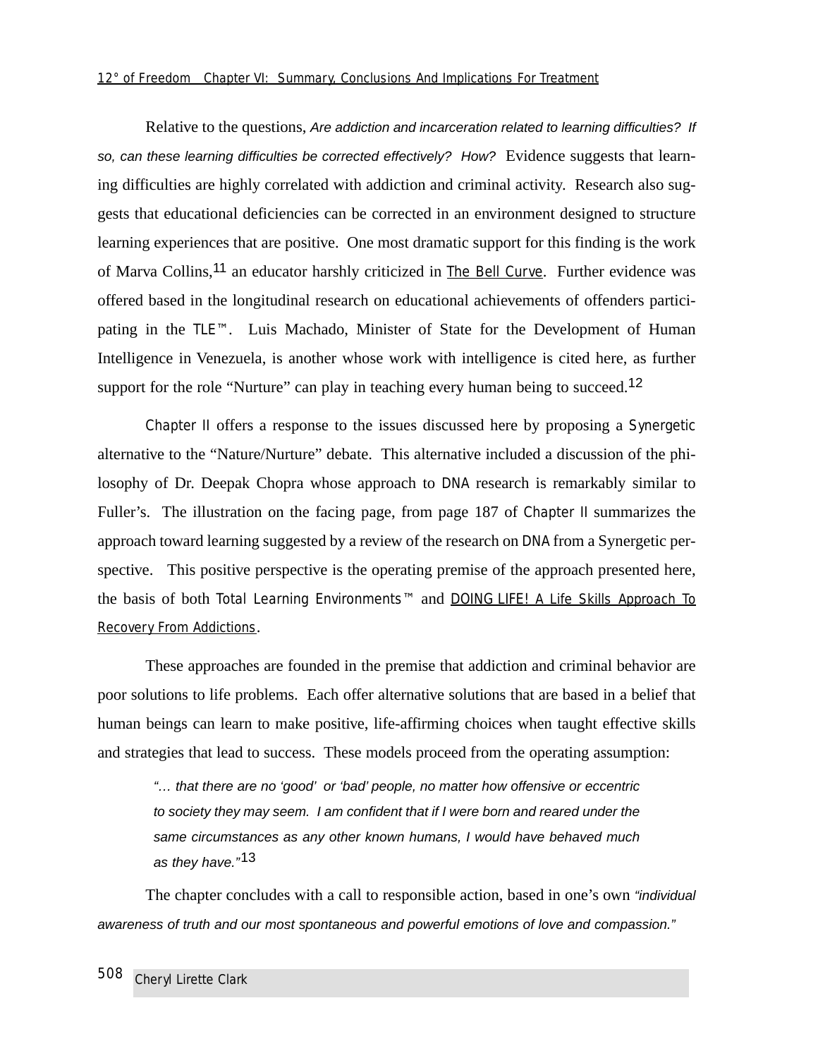Relative to the questions, *Are addiction and incarceration related to learning difficulties? If so, can these learning difficulties be corrected effectively? How?* Evidence suggests that learning difficulties are highly correlated with addiction and criminal activity. Research also suggests that educational deficiencies can be corrected in an environment designed to structure learning experiences that are positive. One most dramatic support for this finding is the work of Marva Collins,[11] an educator harshly criticized in The Bell Curve. Further evidence was offered based in the longitudinal research on educational achievements of offenders participating in the TLE™. Luis Machado, Minister of State for the Development of Human Intelligence in Venezuela, is another whose work with intelligence is cited here, as further support for the role "Nurture" can play in teaching every human being to succeed.[12]

Chapter II offers a response to the issues discussed here by proposing a Synergetic alternative to the "Nature/Nurture" debate. This alternative included a discussion of the philosophy of Dr. Deepak Chopra whose approach to DNA research is remarkably similar to Fuller's. The illustration on the facing page, from page 187 of Chapter II summarizes the approach toward learning suggested by a review of the research on DNA from a Synergetic perspective. This positive perspective is the operating premise of the approach presented here, the basis of both Total Learning Environments™ and DOING LIFE! A Life Skills Approach To Recovery From Addictions.

These approaches are founded in the premise that addiction and criminal behavior are poor solutions to life problems. Each offer alternative solutions that are based in a belief that human beings can learn to make positive, life-affirming choices when taught effective skills and strategies that lead to success. These models proceed from the operating assumption:

> *"… that there are no 'good' or 'bad' people, no matter how offensive or eccentric to society they may seem. I am confident that if I were born and reared under the same circumstances as any other known humans, I would have behaved much as they have."*[13]

The chapter concludes with a call to responsible action, based in one's own *"individual awareness of truth and our most spontaneous and powerful emotions of love and compassion."*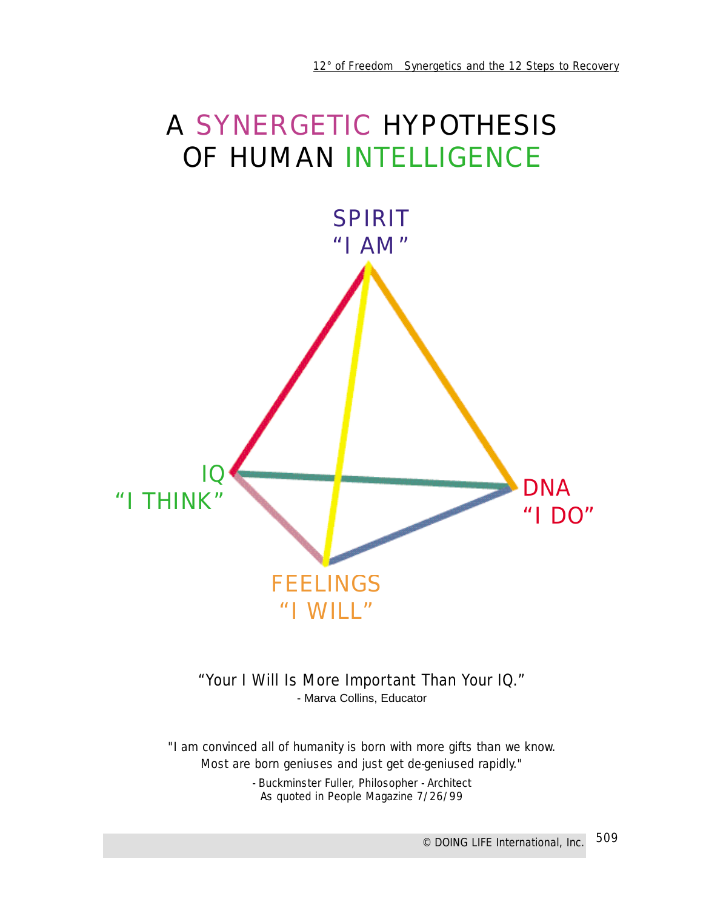# A SYNERGETIC HYPOTHESIS OF HUMAN INTELLIGENCE

SPIRIT
"I AM"

IQ
"I THINK"

DNA
"I DO"

FEELINGS
"I WILL"

"Your I Will Is More Important Than Your IQ."
- Marva Collins, Educator

"I am convinced all of humanity is born with more gifts than we know. Most are born geniuses and just get de-geniused rapidly."

- Buckminster Fuller, Philosopher - Architect
As quoted in People Magazine 7/26/99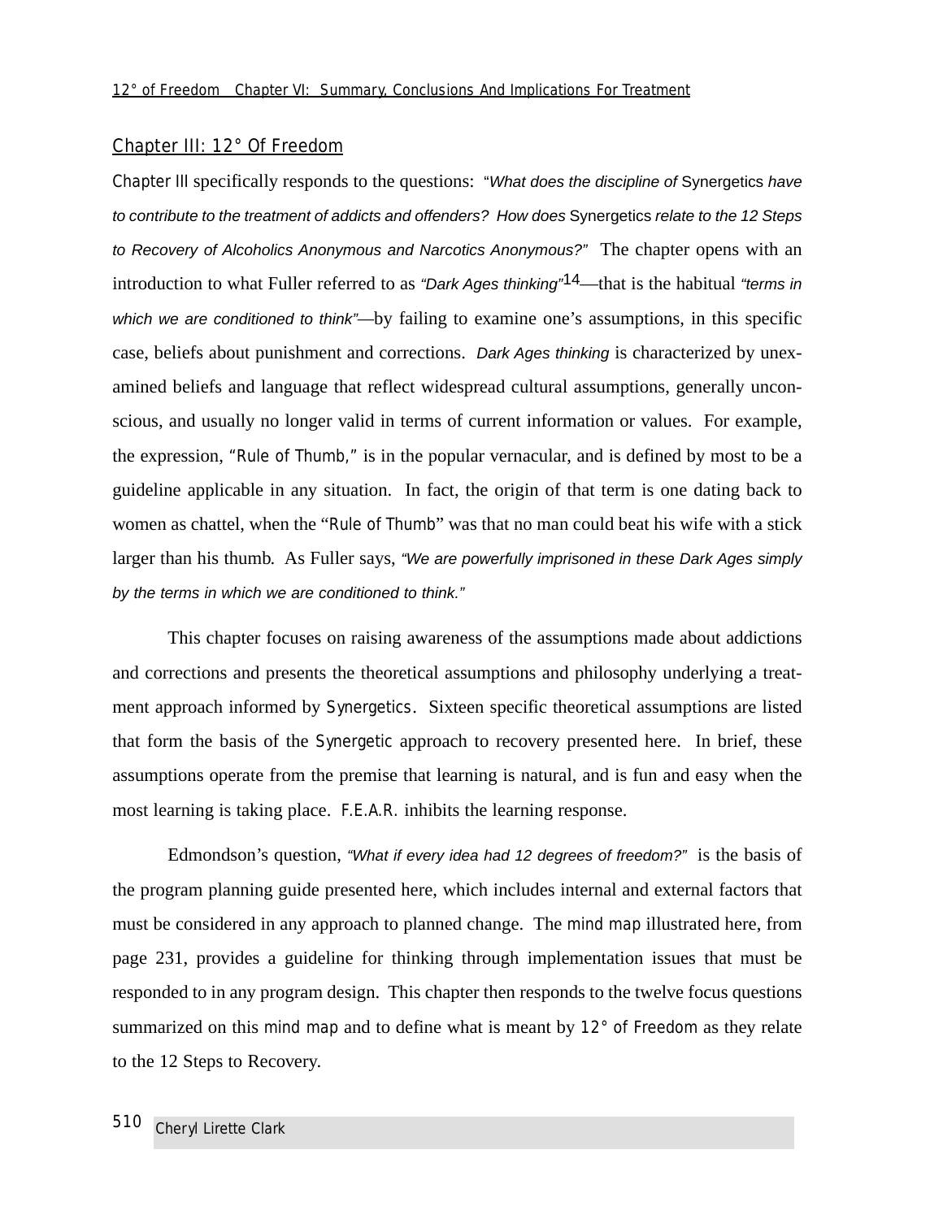## Chapter III: 12° Of Freedom

Chapter III specifically responds to the questions: *"What does the discipline of* Synergetics *have to contribute to the treatment of addicts and offenders? How does* Synergetics *relate to the 12 Steps to Recovery of Alcoholics Anonymous and Narcotics Anonymous?"* The chapter opens with an introduction to what Fuller referred to as *"Dark Ages thinking"*[14]—that is the habitual *"terms in which we are conditioned to think"*—by failing to examine one's assumptions, in this specific case, beliefs about punishment and corrections. *Dark Ages thinking* is characterized by unexamined beliefs and language that reflect widespread cultural assumptions, generally unconscious, and usually no longer valid in terms of current information or values. For example, the expression, "Rule of Thumb," is in the popular vernacular, and is defined by most to be a guideline applicable in any situation. In fact, the origin of that term is one dating back to women as chattel, when the "Rule of Thumb" was that no man could beat his wife with a stick larger than his thumb. As Fuller says, *"We are powerfully imprisoned in these Dark Ages simply by the terms in which we are conditioned to think."*

This chapter focuses on raising awareness of the assumptions made about addictions and corrections and presents the theoretical assumptions and philosophy underlying a treatment approach informed by Synergetics. Sixteen specific theoretical assumptions are listed that form the basis of the Synergetic approach to recovery presented here. In brief, these assumptions operate from the premise that learning is natural, and is fun and easy when the most learning is taking place. F.E.A.R. inhibits the learning response.

Edmondson's question, *"What if every idea had 12 degrees of freedom?"* is the basis of the program planning guide presented here, which includes internal and external factors that must be considered in any approach to planned change. The mind map illustrated here, from page 231, provides a guideline for thinking through implementation issues that must be responded to in any program design. This chapter then responds to the twelve focus questions summarized on this mind map and to define what is meant by 12° of Freedom as they relate to the 12 Steps to Recovery.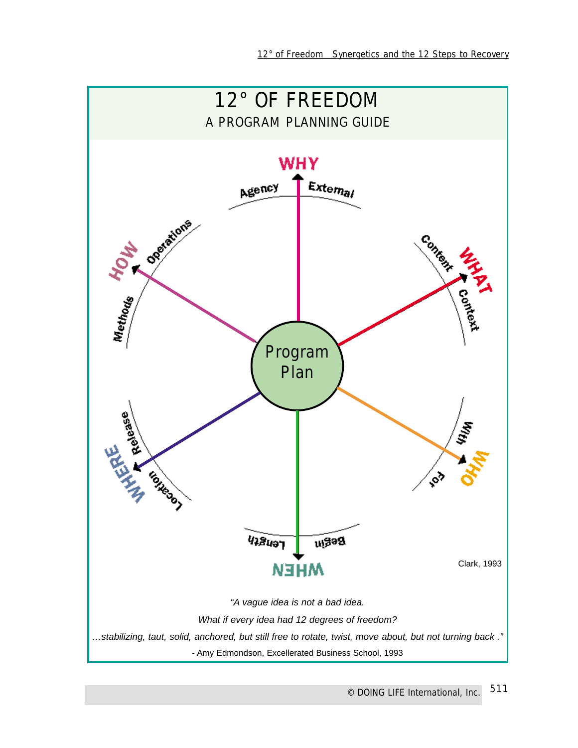# 12° OF FREEDOM

## A PROGRAM PLANNING GUIDE

Program Plan

WHY — Agency, External

WHAT — Content, Context

WHO — With, For

WHEN — Begin, Length

WHERE — Location, Release

HOW — Methods, Operations

Clark, 1993

*"A vague idea is not a bad idea.*

*What if every idea had 12 degrees of freedom?*

*…stabilizing, taut, solid, anchored, but still free to rotate, twist, move about, but not turning back ."*

- Amy Edmondson, Excellerated Business School, 1993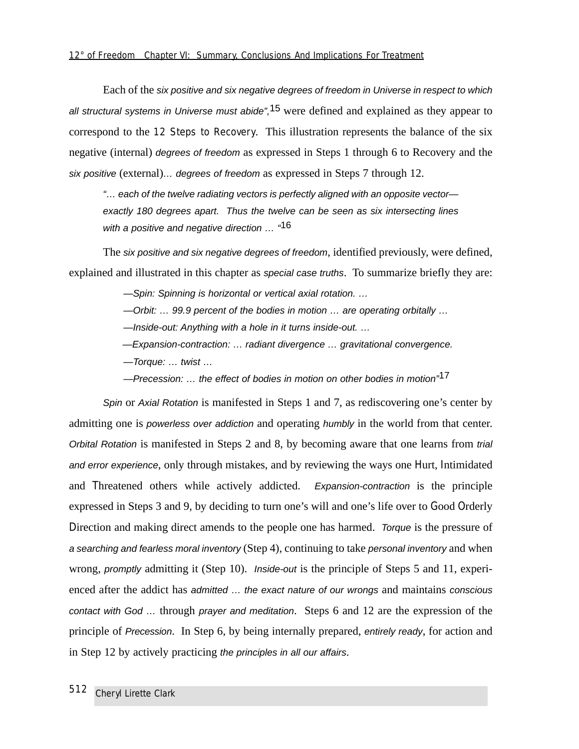Each of the *six positive and six negative degrees of freedom in Universe in respect to which all structural systems in Universe must abide",*[15] were defined and explained as they appear to correspond to the 12 Steps to Recovery. This illustration represents the balance of the six negative (internal) *degrees of freedom* as expressed in Steps 1 through 6 to Recovery and the *six positive* (external)*… degrees of freedom* as expressed in Steps 7 through 12.

> *"… each of the twelve radiating vectors is perfectly aligned with an opposite vector—exactly 180 degrees apart. Thus the twelve can be seen as six intersecting lines with a positive and negative direction … "*[16]

The *six positive and six negative degrees of freedom*, identified previously, were defined, explained and illustrated in this chapter as *special case truths*. To summarize briefly they are:

> *—Spin: Spinning is horizontal or vertical axial rotation. …*
>
> *—Orbit: … 99.9 percent of the bodies in motion … are operating orbitally …*
>
> *—Inside-out: Anything with a hole in it turns inside-out. …*
>
> *—Expansion-contraction: … radiant divergence … gravitational convergence.*
>
> *—Torque: … twist …*
>
> *—Precession: … the effect of bodies in motion on other bodies in motion"*[17]

*Spin* or *Axial Rotation* is manifested in Steps 1 and 7, as rediscovering one's center by admitting one is *powerless over addiction* and operating *humbly* in the world from that center. *Orbital Rotation* is manifested in Steps 2 and 8, by becoming aware that one learns from *trial and error experience*, only through mistakes, and by reviewing the ways one Hurt, Intimidated and Threatened others while actively addicted. *Expansion-contraction* is the principle expressed in Steps 3 and 9, by deciding to turn one's will and one's life over to Good Orderly Direction and making direct amends to the people one has harmed. *Torque* is the pressure of *a searching and fearless moral inventory* (Step 4), continuing to take *personal inventory* and when wrong, *promptly* admitting it (Step 10). *Inside-out* is the principle of Steps 5 and 11, experienced after the addict has *admitted … the exact nature of our wrongs* and maintains *conscious contact with God …* through *prayer and meditation*. Steps 6 and 12 are the expression of the principle of *Precession*. In Step 6, by being internally prepared, *entirely ready*, for action and in Step 12 by actively practicing *the principles in all our affairs*.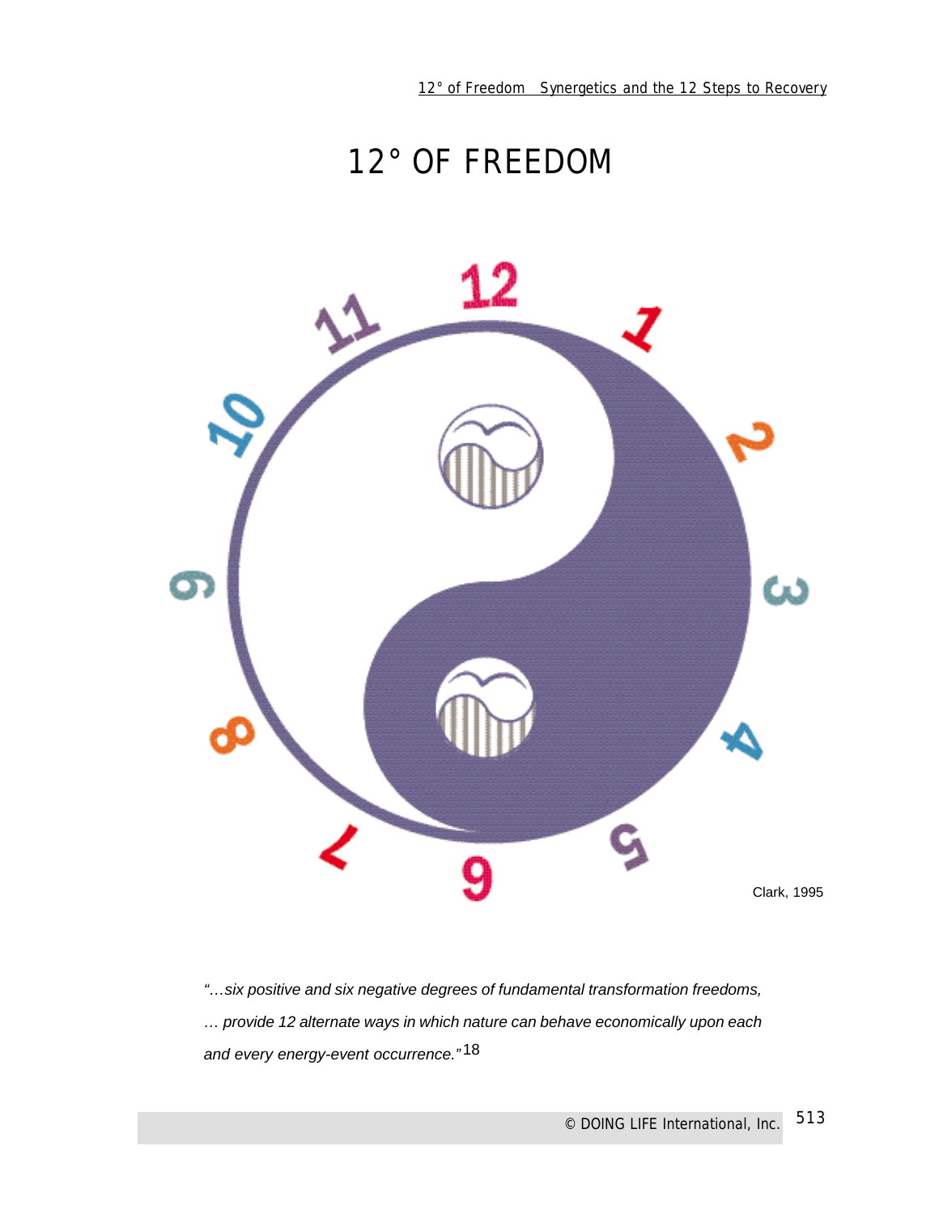# 12° OF FREEDOM

Clark, 1995

*"…six positive and six negative degrees of fundamental transformation freedoms, … provide 12 alternate ways in which nature can behave economically upon each and every energy-event occurrence."*[18]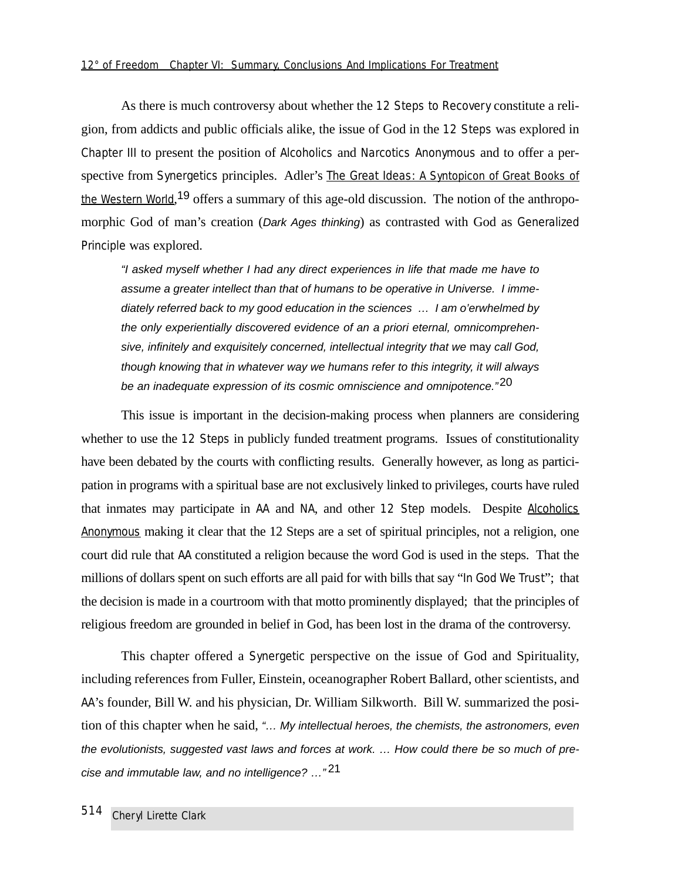As there is much controversy about whether the 12 Steps to Recovery constitute a religion, from addicts and public officials alike, the issue of God in the 12 Steps was explored in Chapter III to present the position of Alcoholics and Narcotics Anonymous and to offer a perspective from Synergetics principles. Adler's The Great Ideas: A Syntopicon of Great Books of the Western World,[19] offers a summary of this age-old discussion. The notion of the anthropomorphic God of man's creation (*Dark Ages thinking*) as contrasted with God as Generalized Principle was explored.

> *"I asked myself whether I had any direct experiences in life that made me have to assume a greater intellect than that of humans to be operative in Universe. I immediately referred back to my good education in the sciences … I am o'erwhelmed by the only experientially discovered evidence of an a priori eternal, omnicomprehensive, infinitely and exquisitely concerned, intellectual integrity that we* may *call God, though knowing that in whatever way we humans refer to this integrity, it will always be an inadequate expression of its cosmic omniscience and omnipotence."*[20]

This issue is important in the decision-making process when planners are considering whether to use the 12 Steps in publicly funded treatment programs. Issues of constitutionality have been debated by the courts with conflicting results. Generally however, as long as participation in programs with a spiritual base are not exclusively linked to privileges, courts have ruled that inmates may participate in AA and NA, and other 12 Step models. Despite Alcoholics Anonymous making it clear that the 12 Steps are a set of spiritual principles, not a religion, one court did rule that AA constituted a religion because the word God is used in the steps. That the millions of dollars spent on such efforts are all paid for with bills that say "In God We Trust"; that the decision is made in a courtroom with that motto prominently displayed; that the principles of religious freedom are grounded in belief in God, has been lost in the drama of the controversy.

This chapter offered a Synergetic perspective on the issue of God and Spirituality, including references from Fuller, Einstein, oceanographer Robert Ballard, other scientists, and AA's founder, Bill W. and his physician, Dr. William Silkworth. Bill W. summarized the position of this chapter when he said, *"… My intellectual heroes, the chemists, the astronomers, even the evolutionists, suggested vast laws and forces at work. … How could there be so much of precise and immutable law, and no intelligence? …"*[21]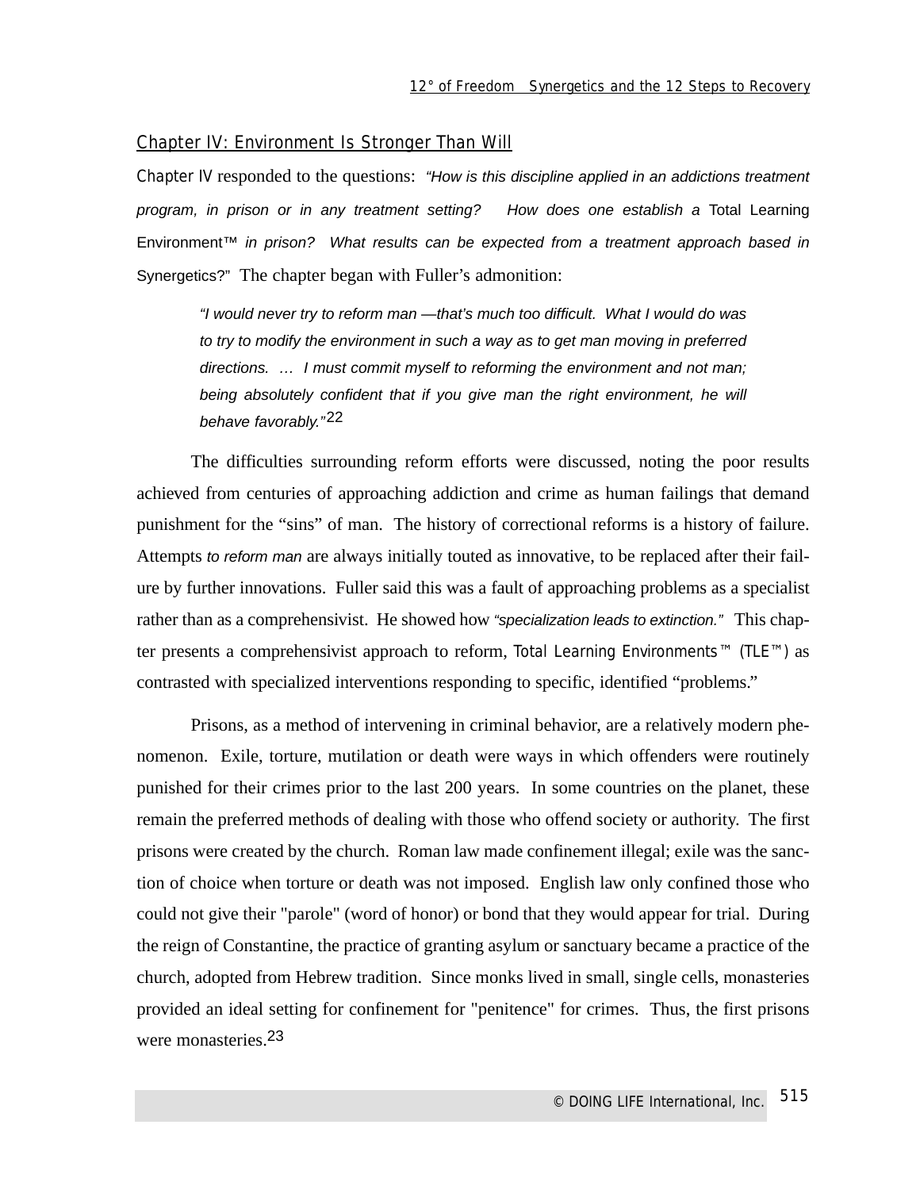## Chapter IV: Environment Is Stronger Than Will

Chapter IV responded to the questions: *"How is this discipline applied in an addictions treatment program, in prison or in any treatment setting? How does one establish a* Total Learning Environment™ *in prison? What results can be expected from a treatment approach based in* Synergetics?" The chapter began with Fuller's admonition:

> *"I would never try to reform man —that's much too difficult. What I would do was to try to modify the environment in such a way as to get man moving in preferred directions. … I must commit myself to reforming the environment and not man; being absolutely confident that if you give man the right environment, he will behave favorably."*[22]

The difficulties surrounding reform efforts were discussed, noting the poor results achieved from centuries of approaching addiction and crime as human failings that demand punishment for the "sins" of man. The history of correctional reforms is a history of failure. Attempts *to reform man* are always initially touted as innovative, to be replaced after their failure by further innovations. Fuller said this was a fault of approaching problems as a specialist rather than as a comprehensivist. He showed how *"specialization leads to extinction."* This chapter presents a comprehensivist approach to reform, Total Learning Environments™ (TLE™) as contrasted with specialized interventions responding to specific, identified "problems."

Prisons, as a method of intervening in criminal behavior, are a relatively modern phenomenon. Exile, torture, mutilation or death were ways in which offenders were routinely punished for their crimes prior to the last 200 years. In some countries on the planet, these remain the preferred methods of dealing with those who offend society or authority. The first prisons were created by the church. Roman law made confinement illegal; exile was the sanction of choice when torture or death was not imposed. English law only confined those who could not give their "parole" (word of honor) or bond that they would appear for trial. During the reign of Constantine, the practice of granting asylum or sanctuary became a practice of the church, adopted from Hebrew tradition. Since monks lived in small, single cells, monasteries provided an ideal setting for confinement for "penitence" for crimes. Thus, the first prisons were monasteries.[23]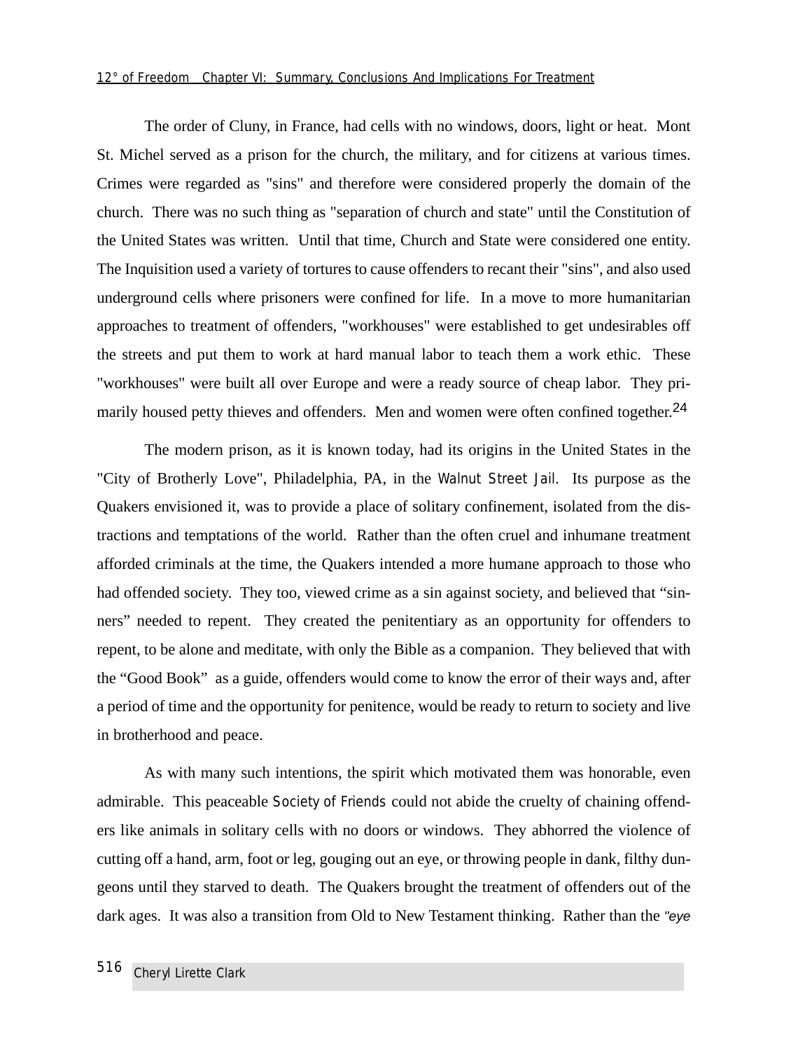The order of Cluny, in France, had cells with no windows, doors, light or heat. Mont St. Michel served as a prison for the church, the military, and for citizens at various times. Crimes were regarded as "sins" and therefore were considered properly the domain of the church. There was no such thing as "separation of church and state" until the Constitution of the United States was written. Until that time, Church and State were considered one entity. The Inquisition used a variety of tortures to cause offenders to recant their "sins", and also used underground cells where prisoners were confined for life. In a move to more humanitarian approaches to treatment of offenders, "workhouses" were established to get undesirables off the streets and put them to work at hard manual labor to teach them a work ethic. These "workhouses" were built all over Europe and were a ready source of cheap labor. They primarily housed petty thieves and offenders. Men and women were often confined together.[24]

The modern prison, as it is known today, had its origins in the United States in the "City of Brotherly Love", Philadelphia, PA, in the Walnut Street Jail. Its purpose as the Quakers envisioned it, was to provide a place of solitary confinement, isolated from the distractions and temptations of the world. Rather than the often cruel and inhumane treatment afforded criminals at the time, the Quakers intended a more humane approach to those who had offended society. They too, viewed crime as a sin against society, and believed that "sinners" needed to repent. They created the penitentiary as an opportunity for offenders to repent, to be alone and meditate, with only the Bible as a companion. They believed that with the "Good Book" as a guide, offenders would come to know the error of their ways and, after a period of time and the opportunity for penitence, would be ready to return to society and live in brotherhood and peace.

As with many such intentions, the spirit which motivated them was honorable, even admirable. This peaceable Society of Friends could not abide the cruelty of chaining offenders like animals in solitary cells with no doors or windows. They abhorred the violence of cutting off a hand, arm, foot or leg, gouging out an eye, or throwing people in dank, filthy dungeons until they starved to death. The Quakers brought the treatment of offenders out of the dark ages. It was also a transition from Old to New Testament thinking. Rather than the *"eye*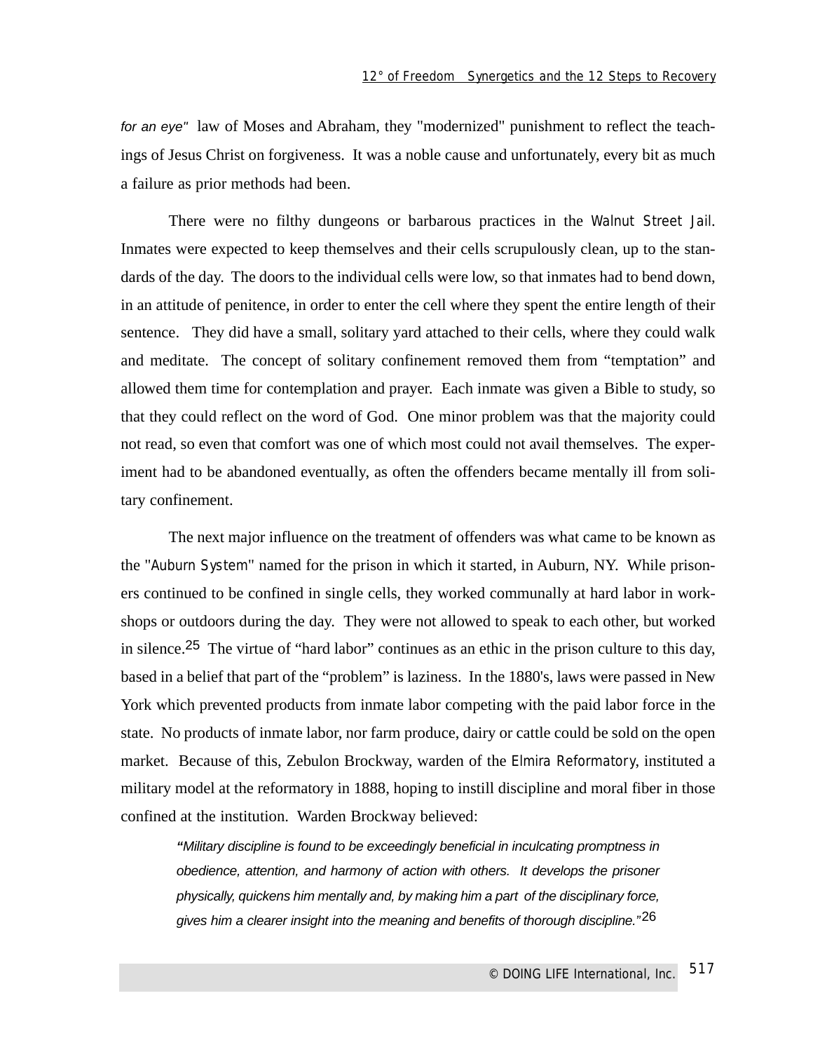*for an eye"* law of Moses and Abraham, they "modernized" punishment to reflect the teachings of Jesus Christ on forgiveness. It was a noble cause and unfortunately, every bit as much a failure as prior methods had been.

There were no filthy dungeons or barbarous practices in the Walnut Street Jail. Inmates were expected to keep themselves and their cells scrupulously clean, up to the standards of the day. The doors to the individual cells were low, so that inmates had to bend down, in an attitude of penitence, in order to enter the cell where they spent the entire length of their sentence. They did have a small, solitary yard attached to their cells, where they could walk and meditate. The concept of solitary confinement removed them from "temptation" and allowed them time for contemplation and prayer. Each inmate was given a Bible to study, so that they could reflect on the word of God. One minor problem was that the majority could not read, so even that comfort was one of which most could not avail themselves. The experiment had to be abandoned eventually, as often the offenders became mentally ill from solitary confinement.

The next major influence on the treatment of offenders was what came to be known as the "Auburn System" named for the prison in which it started, in Auburn, NY. While prisoners continued to be confined in single cells, they worked communally at hard labor in workshops or outdoors during the day. They were not allowed to speak to each other, but worked in silence.[25] The virtue of "hard labor" continues as an ethic in the prison culture to this day, based in a belief that part of the "problem" is laziness. In the 1880's, laws were passed in New York which prevented products from inmate labor competing with the paid labor force in the state. No products of inmate labor, nor farm produce, dairy or cattle could be sold on the open market. Because of this, Zebulon Brockway, warden of the Elmira Reformatory, instituted a military model at the reformatory in 1888, hoping to instill discipline and moral fiber in those confined at the institution. Warden Brockway believed:

> *"Military discipline is found to be exceedingly beneficial in inculcating promptness in obedience, attention, and harmony of action with others. It develops the prisoner physically, quickens him mentally and, by making him a part of the disciplinary force, gives him a clearer insight into the meaning and benefits of thorough discipline."*[26]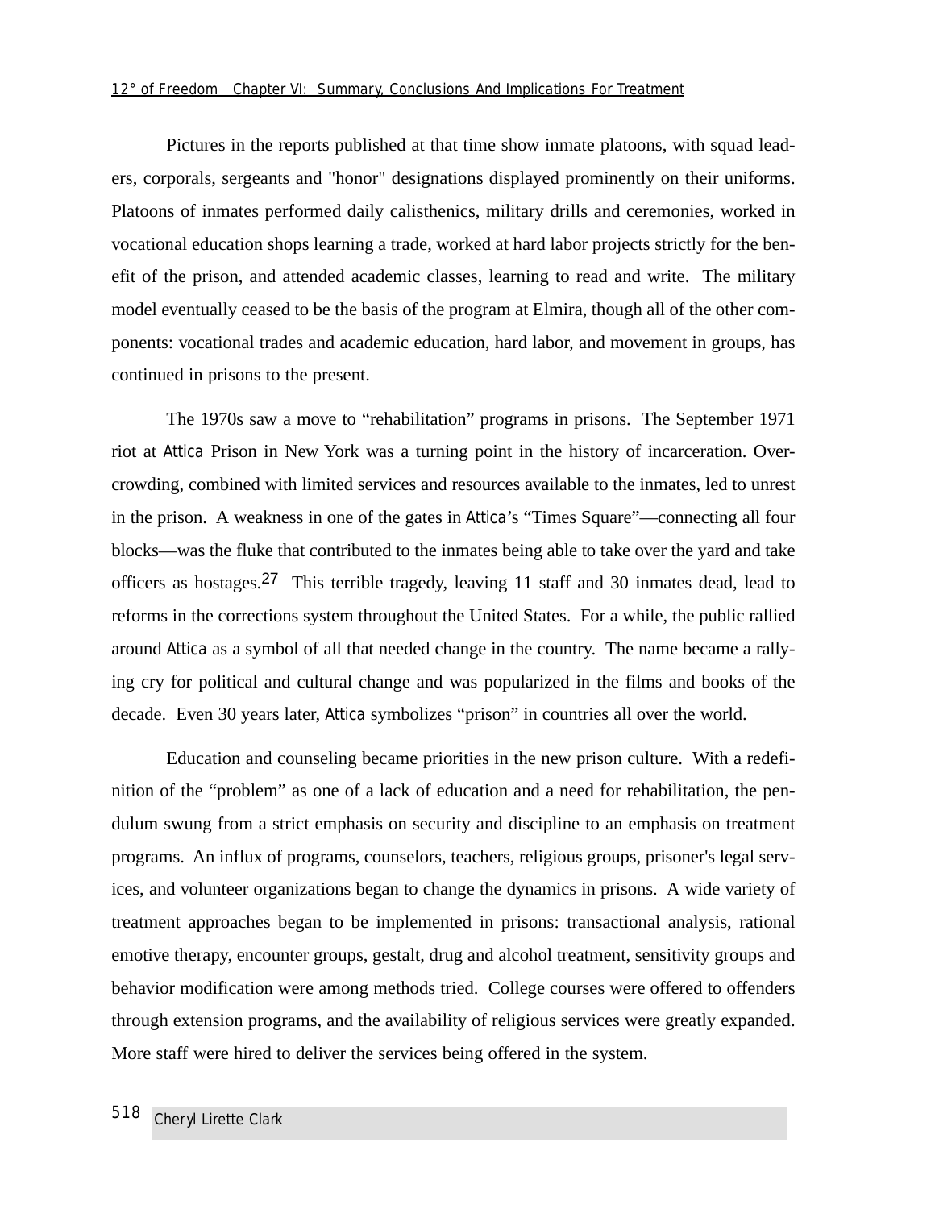Pictures in the reports published at that time show inmate platoons, with squad leaders, corporals, sergeants and "honor" designations displayed prominently on their uniforms. Platoons of inmates performed daily calisthenics, military drills and ceremonies, worked in vocational education shops learning a trade, worked at hard labor projects strictly for the benefit of the prison, and attended academic classes, learning to read and write. The military model eventually ceased to be the basis of the program at Elmira, though all of the other components: vocational trades and academic education, hard labor, and movement in groups, has continued in prisons to the present.

The 1970s saw a move to "rehabilitation" programs in prisons. The September 1971 riot at Attica Prison in New York was a turning point in the history of incarceration. Overcrowding, combined with limited services and resources available to the inmates, led to unrest in the prison. A weakness in one of the gates in Attica's "Times Square"—connecting all four blocks—was the fluke that contributed to the inmates being able to take over the yard and take officers as hostages.[27] This terrible tragedy, leaving 11 staff and 30 inmates dead, lead to reforms in the corrections system throughout the United States. For a while, the public rallied around Attica as a symbol of all that needed change in the country. The name became a rallying cry for political and cultural change and was popularized in the films and books of the decade. Even 30 years later, Attica symbolizes "prison" in countries all over the world.

Education and counseling became priorities in the new prison culture. With a redefinition of the "problem" as one of a lack of education and a need for rehabilitation, the pendulum swung from a strict emphasis on security and discipline to an emphasis on treatment programs. An influx of programs, counselors, teachers, religious groups, prisoner's legal services, and volunteer organizations began to change the dynamics in prisons. A wide variety of treatment approaches began to be implemented in prisons: transactional analysis, rational emotive therapy, encounter groups, gestalt, drug and alcohol treatment, sensitivity groups and behavior modification were among methods tried. College courses were offered to offenders through extension programs, and the availability of religious services were greatly expanded. More staff were hired to deliver the services being offered in the system.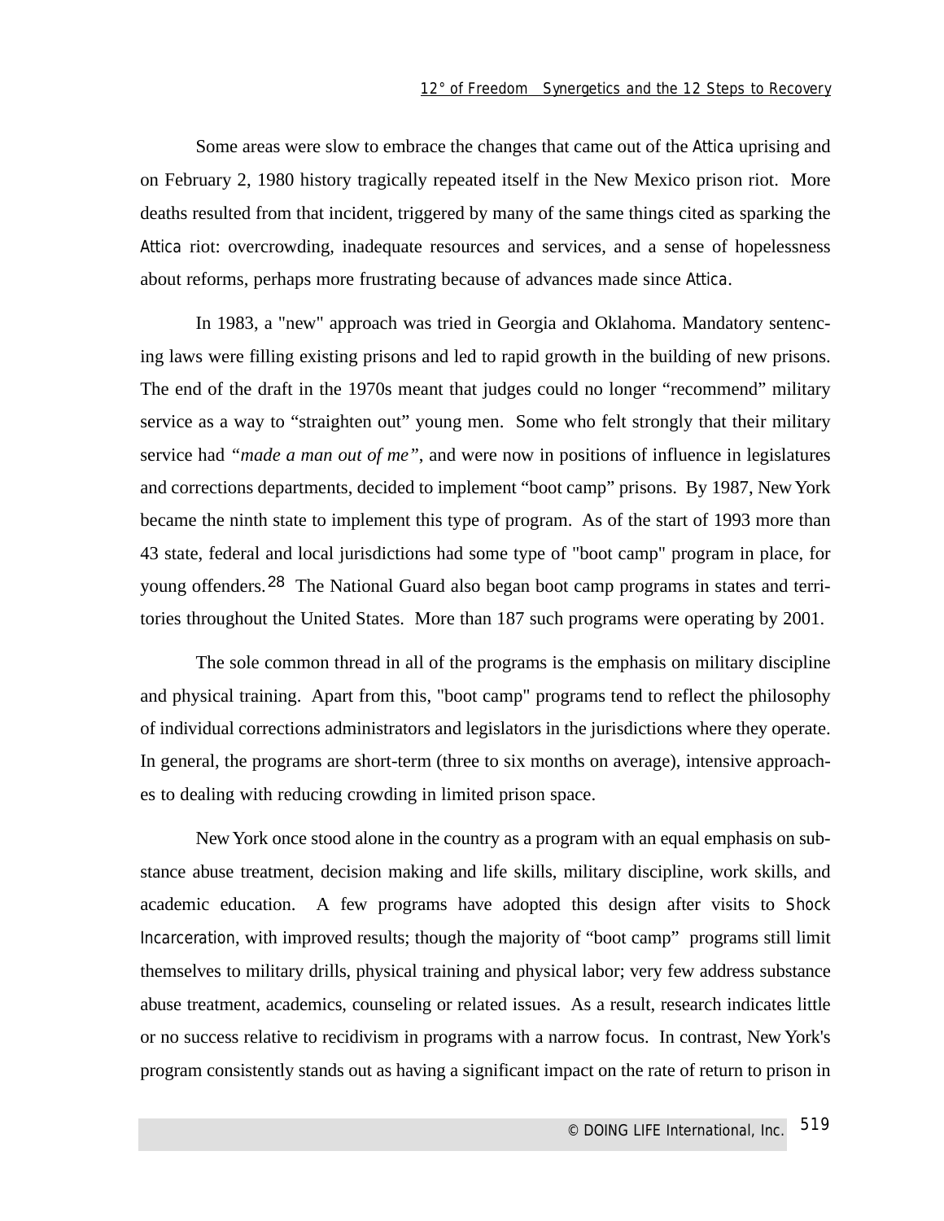Some areas were slow to embrace the changes that came out of the Attica uprising and on February 2, 1980 history tragically repeated itself in the New Mexico prison riot. More deaths resulted from that incident, triggered by many of the same things cited as sparking the Attica riot: overcrowding, inadequate resources and services, and a sense of hopelessness about reforms, perhaps more frustrating because of advances made since Attica.

In 1983, a "new" approach was tried in Georgia and Oklahoma. Mandatory sentencing laws were filling existing prisons and led to rapid growth in the building of new prisons. The end of the draft in the 1970s meant that judges could no longer "recommend" military service as a way to "straighten out" young men. Some who felt strongly that their military service had *"made a man out of me"*, and were now in positions of influence in legislatures and corrections departments, decided to implement "boot camp" prisons. By 1987, New York became the ninth state to implement this type of program. As of the start of 1993 more than 43 state, federal and local jurisdictions had some type of "boot camp" program in place, for young offenders.[28] The National Guard also began boot camp programs in states and territories throughout the United States. More than 187 such programs were operating by 2001.

The sole common thread in all of the programs is the emphasis on military discipline and physical training. Apart from this, "boot camp" programs tend to reflect the philosophy of individual corrections administrators and legislators in the jurisdictions where they operate. In general, the programs are short-term (three to six months on average), intensive approaches to dealing with reducing crowding in limited prison space.

New York once stood alone in the country as a program with an equal emphasis on substance abuse treatment, decision making and life skills, military discipline, work skills, and academic education. A few programs have adopted this design after visits to Shock Incarceration, with improved results; though the majority of "boot camp" programs still limit themselves to military drills, physical training and physical labor; very few address substance abuse treatment, academics, counseling or related issues. As a result, research indicates little or no success relative to recidivism in programs with a narrow focus. In contrast, New York's program consistently stands out as having a significant impact on the rate of return to prison in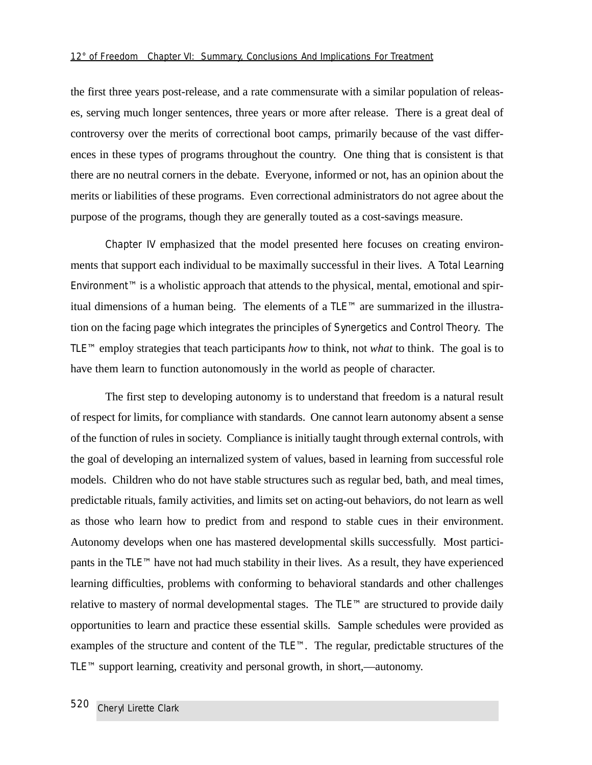the first three years post-release, and a rate commensurate with a similar population of releases, serving much longer sentences, three years or more after release. There is a great deal of controversy over the merits of correctional boot camps, primarily because of the vast differences in these types of programs throughout the country. One thing that is consistent is that there are no neutral corners in the debate. Everyone, informed or not, has an opinion about the merits or liabilities of these programs. Even correctional administrators do not agree about the purpose of the programs, though they are generally touted as a cost-savings measure.

Chapter IV emphasized that the model presented here focuses on creating environments that support each individual to be maximally successful in their lives. A Total Learning Environment™ is a wholistic approach that attends to the physical, mental, emotional and spiritual dimensions of a human being. The elements of a TLE™ are summarized in the illustration on the facing page which integrates the principles of Synergetics and Control Theory. The TLE™ employ strategies that teach participants *how* to think, not *what* to think. The goal is to have them learn to function autonomously in the world as people of character.

The first step to developing autonomy is to understand that freedom is a natural result of respect for limits, for compliance with standards. One cannot learn autonomy absent a sense of the function of rules in society. Compliance is initially taught through external controls, with the goal of developing an internalized system of values, based in learning from successful role models. Children who do not have stable structures such as regular bed, bath, and meal times, predictable rituals, family activities, and limits set on acting-out behaviors, do not learn as well as those who learn how to predict from and respond to stable cues in their environment. Autonomy develops when one has mastered developmental skills successfully. Most participants in the TLE™ have not had much stability in their lives. As a result, they have experienced learning difficulties, problems with conforming to behavioral standards and other challenges relative to mastery of normal developmental stages. The TLE™ are structured to provide daily opportunities to learn and practice these essential skills. Sample schedules were provided as examples of the structure and content of the TLE™. The regular, predictable structures of the TLE™ support learning, creativity and personal growth, in short,—autonomy.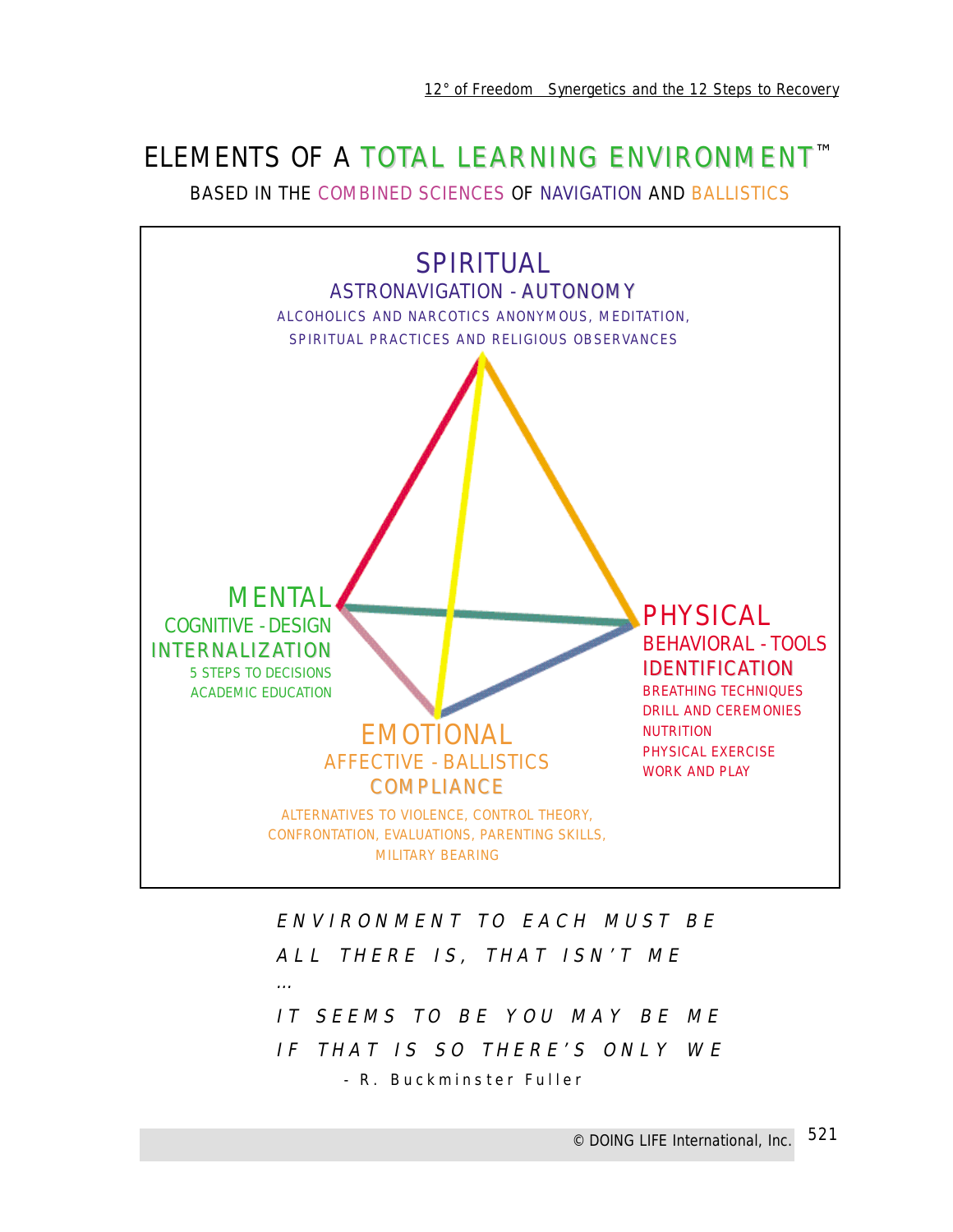# ELEMENTS OF A TOTAL LEARNING ENVIRONMENT™

BASED IN THE COMBINED SCIENCES OF NAVIGATION AND BALLISTICS

## SPIRITUAL

ASTRONAVIGATION - AUTONOMY

ALCOHOLICS AND NARCOTICS ANONYMOUS, MEDITATION, SPIRITUAL PRACTICES AND RELIGIOUS OBSERVANCES

## MENTAL

COGNITIVE - DESIGN

INTERNALIZATION

5 STEPS TO DECISIONS

ACADEMIC EDUCATION

## PHYSICAL

BEHAVIORAL - TOOLS

IDENTIFICATION

BREATHING TECHNIQUES

DRILL AND CEREMONIES

NUTRITION

PHYSICAL EXERCISE

WORK AND PLAY

## EMOTIONAL

AFFECTIVE - BALLISTICS

COMPLIANCE

ALTERNATIVES TO VIOLENCE, CONTROL THEORY, CONFRONTATION, EVALUATIONS, PARENTING SKILLS, MILITARY BEARING

*ENVIRONMENT TO EACH MUST BE*
*ALL THERE IS, THAT ISN'T ME*
*...*
*IT SEEMS TO BE YOU MAY BE ME*
*IF THAT IS SO THERE'S ONLY WE*

- R. Buckminster Fuller

© DOING LIFE International, Inc.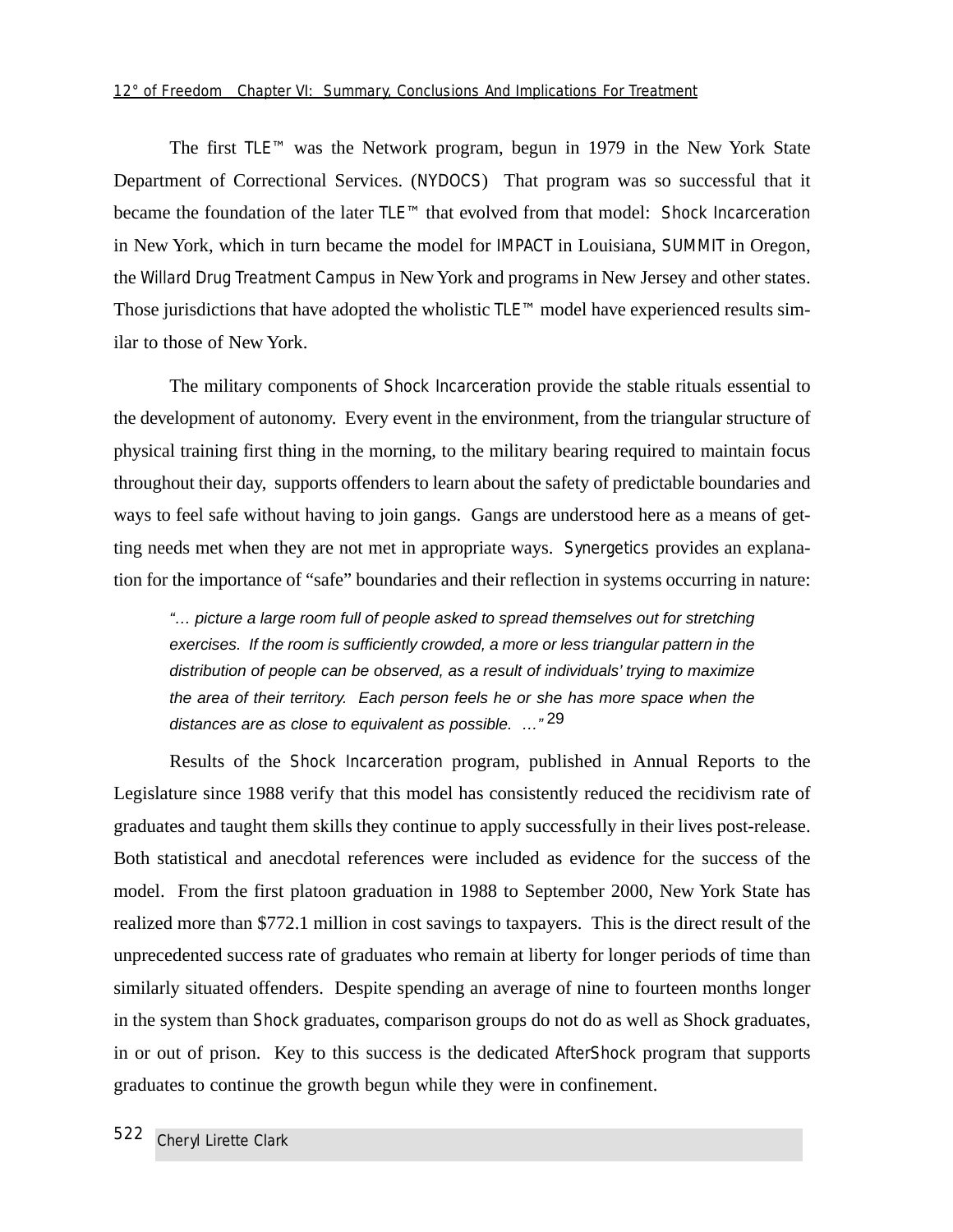The first TLE™ was the Network program, begun in 1979 in the New York State Department of Correctional Services. (NYDOCS) That program was so successful that it became the foundation of the later TLE™ that evolved from that model: *Shock Incarceration* in New York, which in turn became the model for IMPACT in Louisiana, SUMMIT in Oregon, the Willard Drug Treatment Campus in New York and programs in New Jersey and other states. Those jurisdictions that have adopted the wholistic TLE™ model have experienced results similar to those of New York.

The military components of *Shock Incarceration* provide the stable rituals essential to the development of autonomy. Every event in the environment, from the triangular structure of physical training first thing in the morning, to the military bearing required to maintain focus throughout their day, supports offenders to learn about the safety of predictable boundaries and ways to feel safe without having to join gangs. Gangs are understood here as a means of getting needs met when they are not met in appropriate ways. *Synergetics* provides an explanation for the importance of "safe" boundaries and their reflection in systems occurring in nature:

> *"… picture a large room full of people asked to spread themselves out for stretching exercises. If the room is sufficiently crowded, a more or less triangular pattern in the distribution of people can be observed, as a result of individuals' trying to maximize the area of their territory. Each person feels he or she has more space when the distances are as close to equivalent as possible. …"* [29]

Results of the *Shock Incarceration* program, published in Annual Reports to the Legislature since 1988 verify that this model has consistently reduced the recidivism rate of graduates and taught them skills they continue to apply successfully in their lives post-release. Both statistical and anecdotal references were included as evidence for the success of the model. From the first platoon graduation in 1988 to September 2000, New York State has realized more than $772.1 million in cost savings to taxpayers. This is the direct result of the unprecedented success rate of graduates who remain at liberty for longer periods of time than similarly situated offenders. Despite spending an average of nine to fourteen months longer in the system than *Shock* graduates, comparison groups do not do as well as Shock graduates, in or out of prison. Key to this success is the dedicated *AfterShock* program that supports graduates to continue the growth begun while they were in confinement.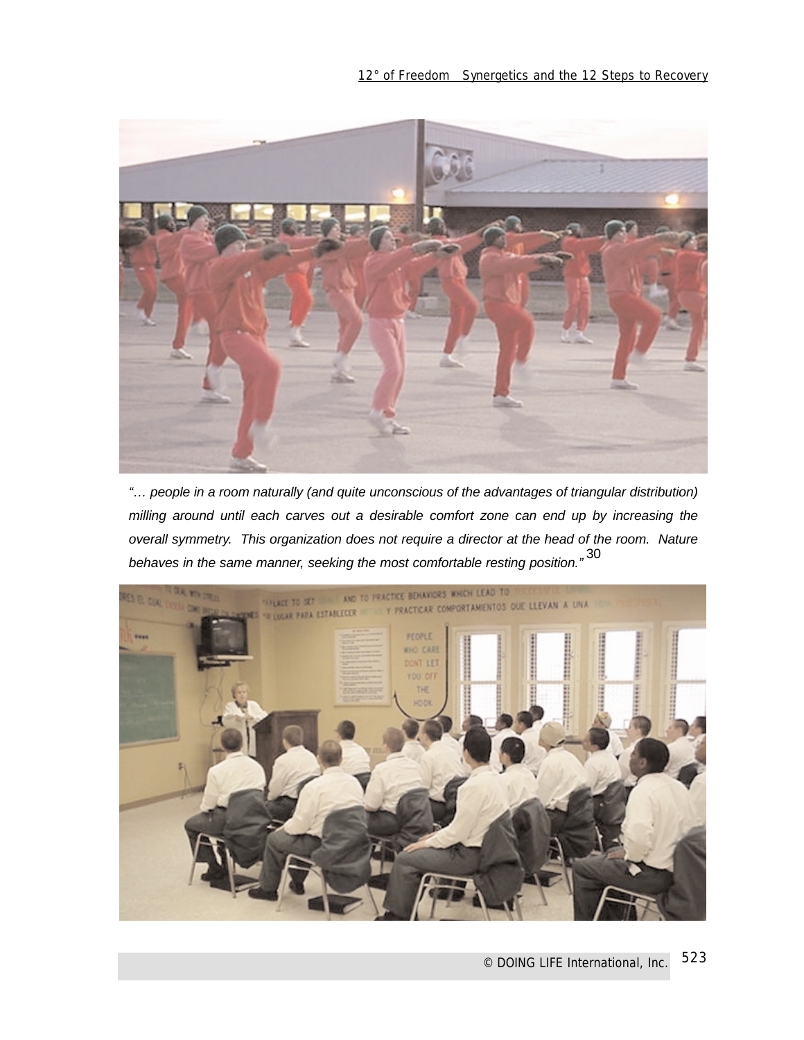*"… people in a room naturally (and quite unconscious of the advantages of triangular distribution) milling around until each carves out a desirable comfort zone can end up by increasing the overall symmetry. This organization does not require a director at the head of the room. Nature behaves in the same manner, seeking the most comfortable resting position."* [30]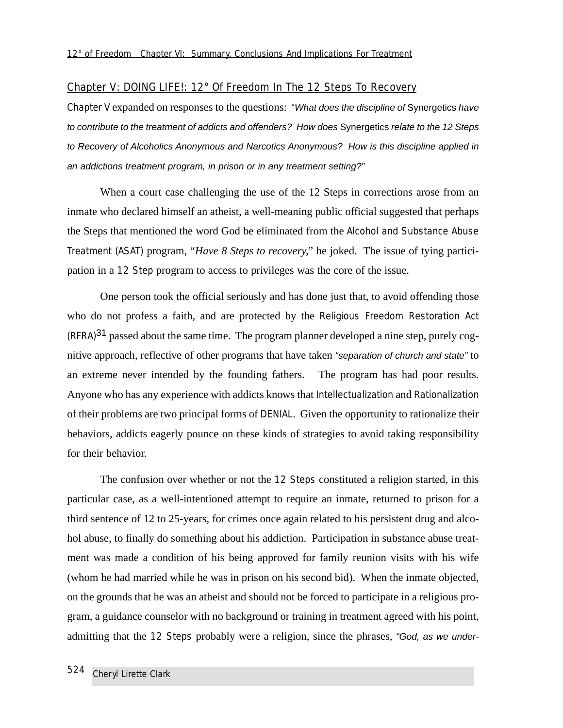## Chapter V: DOING LIFE!: 12° Of Freedom In The 12 Steps To Recovery

Chapter V expanded on responses to the questions: *"What does the discipline of* Synergetics *have to contribute to the treatment of addicts and offenders? How does* Synergetics *relate to the 12 Steps to Recovery of Alcoholics Anonymous and Narcotics Anonymous? How is this discipline applied in an addictions treatment program, in prison or in any treatment setting?"*

When a court case challenging the use of the 12 Steps in corrections arose from an inmate who declared himself an atheist, a well-meaning public official suggested that perhaps the Steps that mentioned the word God be eliminated from the Alcohol and Substance Abuse Treatment (ASAT) program, "*Have 8 Steps to recovery,*" he joked. The issue of tying participation in a 12 Step program to access to privileges was the core of the issue.

One person took the official seriously and has done just that, to avoid offending those who do not profess a faith, and are protected by the Religious Freedom Restoration Act (RFRA)[31] passed about the same time. The program planner developed a nine step, purely cognitive approach, reflective of other programs that have taken *"separation of church and state"* to an extreme never intended by the founding fathers. The program has had poor results. Anyone who has any experience with addicts knows that Intellectualization and Rationalization of their problems are two principal forms of DENIAL. Given the opportunity to rationalize their behaviors, addicts eagerly pounce on these kinds of strategies to avoid taking responsibility for their behavior.

The confusion over whether or not the 12 Steps constituted a religion started, in this particular case, as a well-intentioned attempt to require an inmate, returned to prison for a third sentence of 12 to 25-years, for crimes once again related to his persistent drug and alcohol abuse, to finally do something about his addiction. Participation in substance abuse treatment was made a condition of his being approved for family reunion visits with his wife (whom he had married while he was in prison on his second bid). When the inmate objected, on the grounds that he was an atheist and should not be forced to participate in a religious program, a guidance counselor with no background or training in treatment agreed with his point, admitting that the 12 Steps probably were a religion, since the phrases, *"God, as we under-*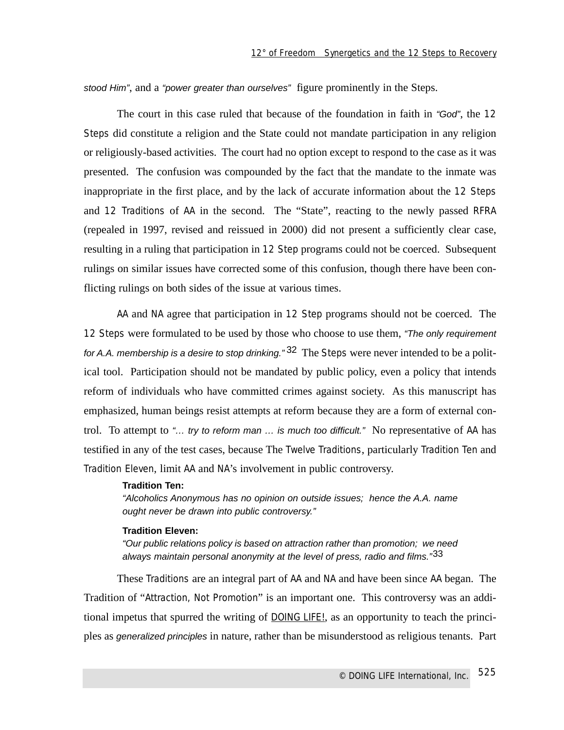*stood Him"*, and a *"power greater than ourselves"* figure prominently in the Steps.

The court in this case ruled that because of the foundation in faith in *"God"*, the 12 Steps did constitute a religion and the State could not mandate participation in any religion or religiously-based activities. The court had no option except to respond to the case as it was presented. The confusion was compounded by the fact that the mandate to the inmate was inappropriate in the first place, and by the lack of accurate information about the 12 Steps and 12 Traditions of AA in the second. The "State", reacting to the newly passed RFRA (repealed in 1997, revised and reissued in 2000) did not present a sufficiently clear case, resulting in a ruling that participation in 12 Step programs could not be coerced. Subsequent rulings on similar issues have corrected some of this confusion, though there have been conflicting rulings on both sides of the issue at various times.

AA and NA agree that participation in 12 Step programs should not be coerced. The 12 Steps were formulated to be used by those who choose to use them, *"The only requirement for A.A. membership is a desire to stop drinking."*[32] The Steps were never intended to be a political tool. Participation should not be mandated by public policy, even a policy that intends reform of individuals who have committed crimes against society. As this manuscript has emphasized, human beings resist attempts at reform because they are a form of external control. To attempt to *"… try to reform man … is much too difficult."* No representative of AA has testified in any of the test cases, because The Twelve Traditions, particularly Tradition Ten and Tradition Eleven, limit AA and NA's involvement in public controversy.

> **Tradition Ten:**
> *"Alcoholics Anonymous has no opinion on outside issues; hence the A.A. name ought never be drawn into public controversy."*
>
> **Tradition Eleven:**
> *"Our public relations policy is based on attraction rather than promotion; we need always maintain personal anonymity at the level of press, radio and films."*[33]

These Traditions are an integral part of AA and NA and have been since AA began. The Tradition of "Attraction, Not Promotion" is an important one. This controversy was an additional impetus that spurred the writing of DOING LIFE!, as an opportunity to teach the principles as *generalized principles* in nature, rather than be misunderstood as religious tenants. Part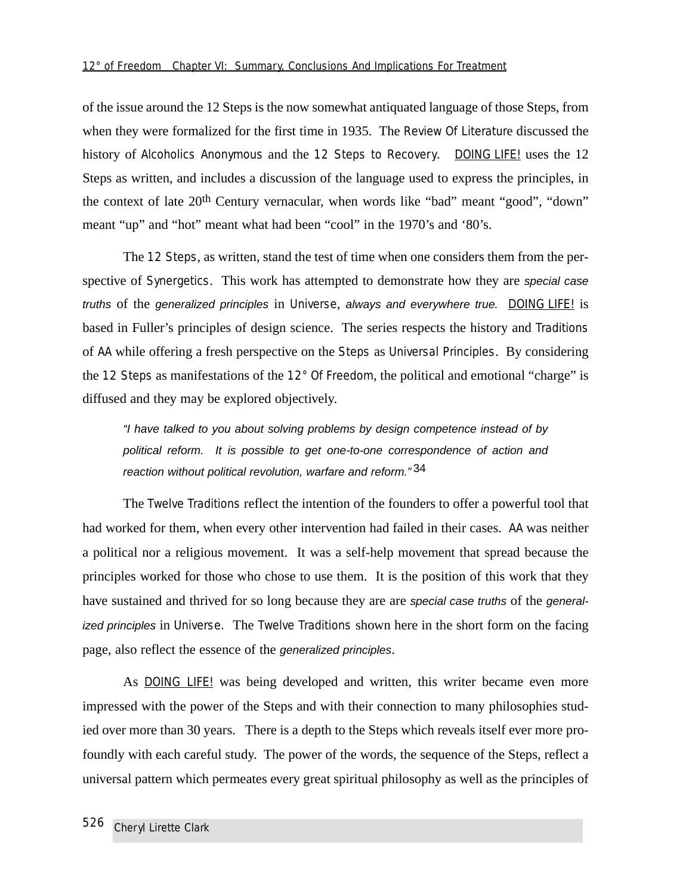of the issue around the 12 Steps is the now somewhat antiquated language of those Steps, from when they were formalized for the first time in 1935. The Review Of Literature discussed the history of Alcoholics Anonymous and the 12 Steps to Recovery. DOING LIFE! uses the 12 Steps as written, and includes a discussion of the language used to express the principles, in the context of late 20th Century vernacular, when words like “bad” meant “good”, “down” meant “up” and “hot” meant what had been “cool” in the 1970’s and ‘80’s.

The 12 Steps, as written, stand the test of time when one considers them from the perspective of Synergetics. This work has attempted to demonstrate how they are *special case truths* of the *generalized principles* in Universe, *always and everywhere true.* DOING LIFE! is based in Fuller’s principles of design science. The series respects the history and Traditions of AA while offering a fresh perspective on the Steps as Universal Principles. By considering the 12 Steps as manifestations of the 12° Of Freedom, the political and emotional “charge” is diffused and they may be explored objectively.

> *“I have talked to you about solving problems by design competence instead of by political reform. It is possible to get one-to-one correspondence of action and reaction without political revolution, warfare and reform.”* [34]

The Twelve Traditions reflect the intention of the founders to offer a powerful tool that had worked for them, when every other intervention had failed in their cases. AA was neither a political nor a religious movement. It was a self-help movement that spread because the principles worked for those who chose to use them. It is the position of this work that they have sustained and thrived for so long because they are are *special case truths* of the *generalized principles* in Universe. The Twelve Traditions shown here in the short form on the facing page, also reflect the essence of the *generalized principles*.

As DOING LIFE! was being developed and written, this writer became even more impressed with the power of the Steps and with their connection to many philosophies studied over more than 30 years. There is a depth to the Steps which reveals itself ever more profoundly with each careful study. The power of the words, the sequence of the Steps, reflect a universal pattern which permeates every great spiritual philosophy as well as the principles of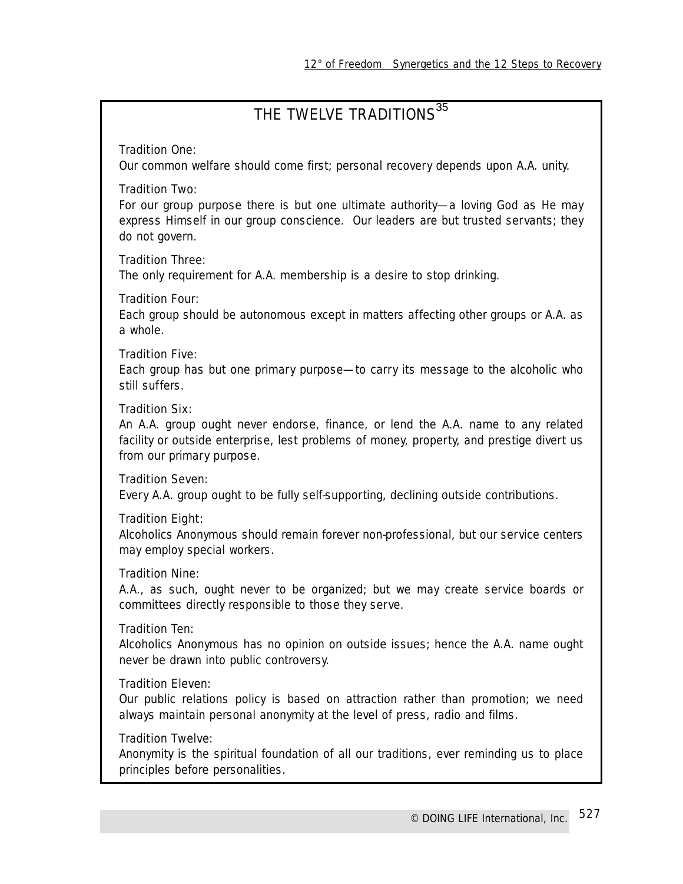# THE TWELVE TRADITIONS[35]

Tradition One:
Our common welfare should come first; personal recovery depends upon A.A. unity.

Tradition Two:
For our group purpose there is but one ultimate authority—a loving God as He may express Himself in our group conscience. Our leaders are but trusted servants; they do not govern.

Tradition Three:
The only requirement for A.A. membership is a desire to stop drinking.

Tradition Four:
Each group should be autonomous except in matters affecting other groups or A.A. as a whole.

Tradition Five:
Each group has but one primary purpose—to carry its message to the alcoholic who still suffers.

Tradition Six:
An A.A. group ought never endorse, finance, or lend the A.A. name to any related facility or outside enterprise, lest problems of money, property, and prestige divert us from our primary purpose.

Tradition Seven:
Every A.A. group ought to be fully self-supporting, declining outside contributions.

Tradition Eight:
Alcoholics Anonymous should remain forever non-professional, but our service centers may employ special workers.

Tradition Nine:
A.A., as such, ought never to be organized; but we may create service boards or committees directly responsible to those they serve.

Tradition Ten:
Alcoholics Anonymous has no opinion on outside issues; hence the A.A. name ought never be drawn into public controversy.

Tradition Eleven:
Our public relations policy is based on attraction rather than promotion; we need always maintain personal anonymity at the level of press, radio and films.

Tradition Twelve:
Anonymity is the spiritual foundation of all our traditions, ever reminding us to place principles before personalities.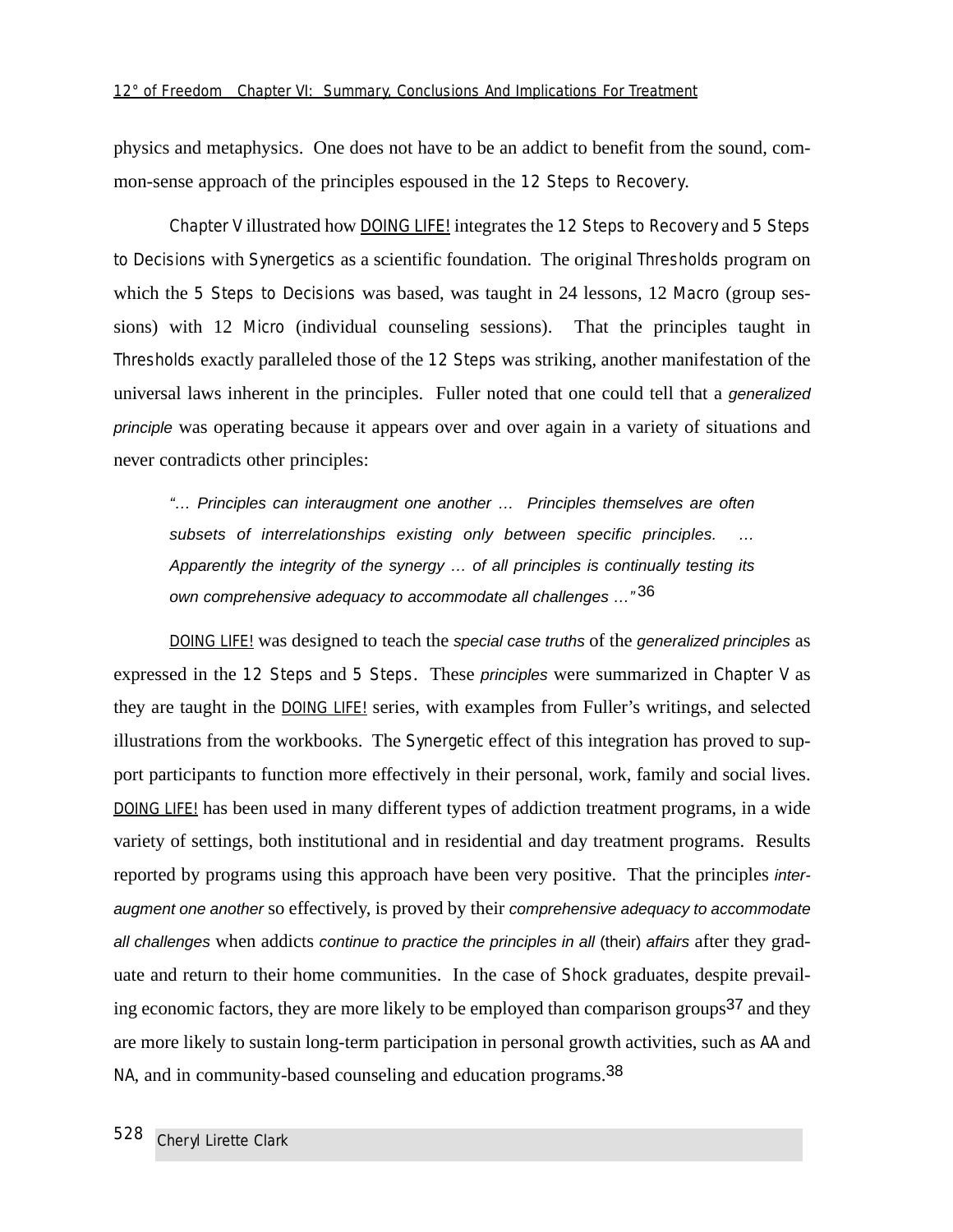physics and metaphysics. One does not have to be an addict to benefit from the sound, common-sense approach of the principles espoused in the 12 Steps to Recovery.

Chapter V illustrated how DOING LIFE! integrates the 12 Steps to Recovery and 5 Steps to Decisions with Synergetics as a scientific foundation. The original Thresholds program on which the 5 Steps to Decisions was based, was taught in 24 lessons, 12 Macro (group sessions) with 12 Micro (individual counseling sessions). That the principles taught in Thresholds exactly paralleled those of the 12 Steps was striking, another manifestation of the universal laws inherent in the principles. Fuller noted that one could tell that a *generalized principle* was operating because it appears over and over again in a variety of situations and never contradicts other principles:

> *"… Principles can interaugment one another … Principles themselves are often subsets of interrelationships existing only between specific principles. … Apparently the integrity of the synergy … of all principles is continually testing its own comprehensive adequacy to accommodate all challenges …"* [36]

DOING LIFE! was designed to teach the *special case truths* of the *generalized principles* as expressed in the 12 Steps and 5 Steps. These *principles* were summarized in Chapter V as they are taught in the DOING LIFE! series, with examples from Fuller's writings, and selected illustrations from the workbooks. The Synergetic effect of this integration has proved to support participants to function more effectively in their personal, work, family and social lives. DOING LIFE! has been used in many different types of addiction treatment programs, in a wide variety of settings, both institutional and in residential and day treatment programs. Results reported by programs using this approach have been very positive. That the principles *interaugment one another* so effectively, is proved by their *comprehensive adequacy to accommodate all challenges* when addicts *continue to practice the principles in all* (their) *affairs* after they graduate and return to their home communities. In the case of Shock graduates, despite prevailing economic factors, they are more likely to be employed than comparison groups[37] and they are more likely to sustain long-term participation in personal growth activities, such as AA and NA, and in community-based counseling and education programs.[38]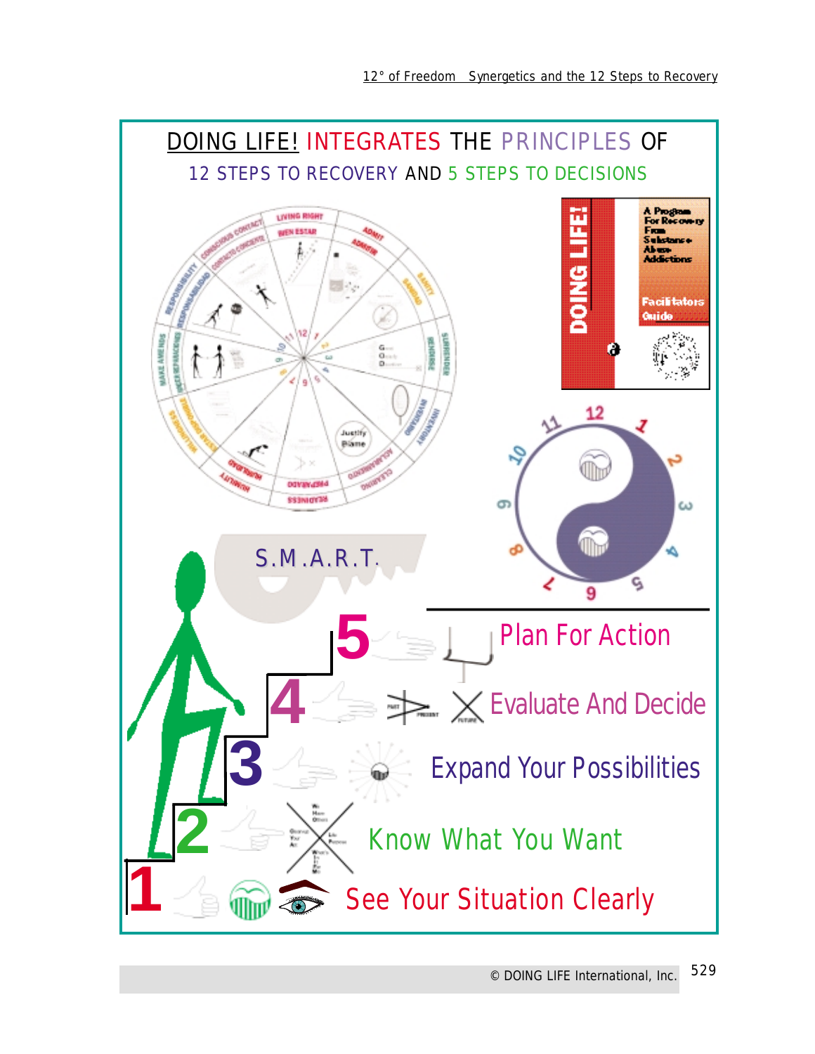# DOING LIFE! INTEGRATES THE PRINCIPLES OF

## 12 STEPS TO RECOVERY AND 5 STEPS TO DECISIONS

S.M.A.R.T.

5 Plan For Action

4 Evaluate And Decide

3 Expand Your Possibilities

2 Know What You Want

1 See Your Situation Clearly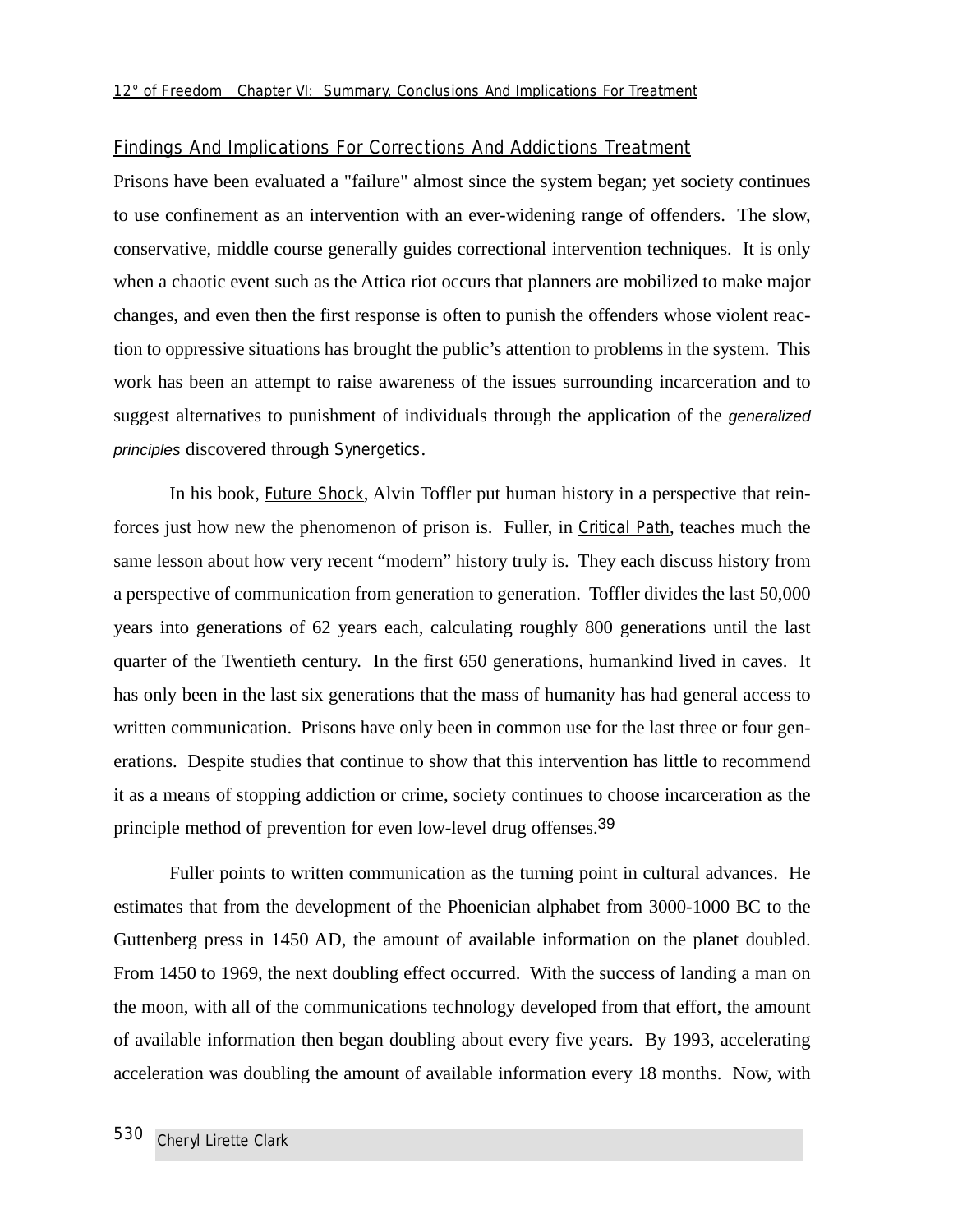## Findings And Implications For Corrections And Addictions Treatment

Prisons have been evaluated a "failure" almost since the system began; yet society continues to use confinement as an intervention with an ever-widening range of offenders. The slow, conservative, middle course generally guides correctional intervention techniques. It is only when a chaotic event such as the Attica riot occurs that planners are mobilized to make major changes, and even then the first response is often to punish the offenders whose violent reaction to oppressive situations has brought the public's attention to problems in the system. This work has been an attempt to raise awareness of the issues surrounding incarceration and to suggest alternatives to punishment of individuals through the application of the *generalized principles* discovered through Synergetics.

In his book, Future Shock, Alvin Toffler put human history in a perspective that reinforces just how new the phenomenon of prison is. Fuller, in Critical Path, teaches much the same lesson about how very recent "modern" history truly is. They each discuss history from a perspective of communication from generation to generation. Toffler divides the last 50,000 years into generations of 62 years each, calculating roughly 800 generations until the last quarter of the Twentieth century. In the first 650 generations, humankind lived in caves. It has only been in the last six generations that the mass of humanity has had general access to written communication. Prisons have only been in common use for the last three or four generations. Despite studies that continue to show that this intervention has little to recommend it as a means of stopping addiction or crime, society continues to choose incarceration as the principle method of prevention for even low-level drug offenses.[39]

Fuller points to written communication as the turning point in cultural advances. He estimates that from the development of the Phoenician alphabet from 3000-1000 BC to the Guttenberg press in 1450 AD, the amount of available information on the planet doubled. From 1450 to 1969, the next doubling effect occurred. With the success of landing a man on the moon, with all of the communications technology developed from that effort, the amount of available information then began doubling about every five years. By 1993, accelerating acceleration was doubling the amount of available information every 18 months. Now, with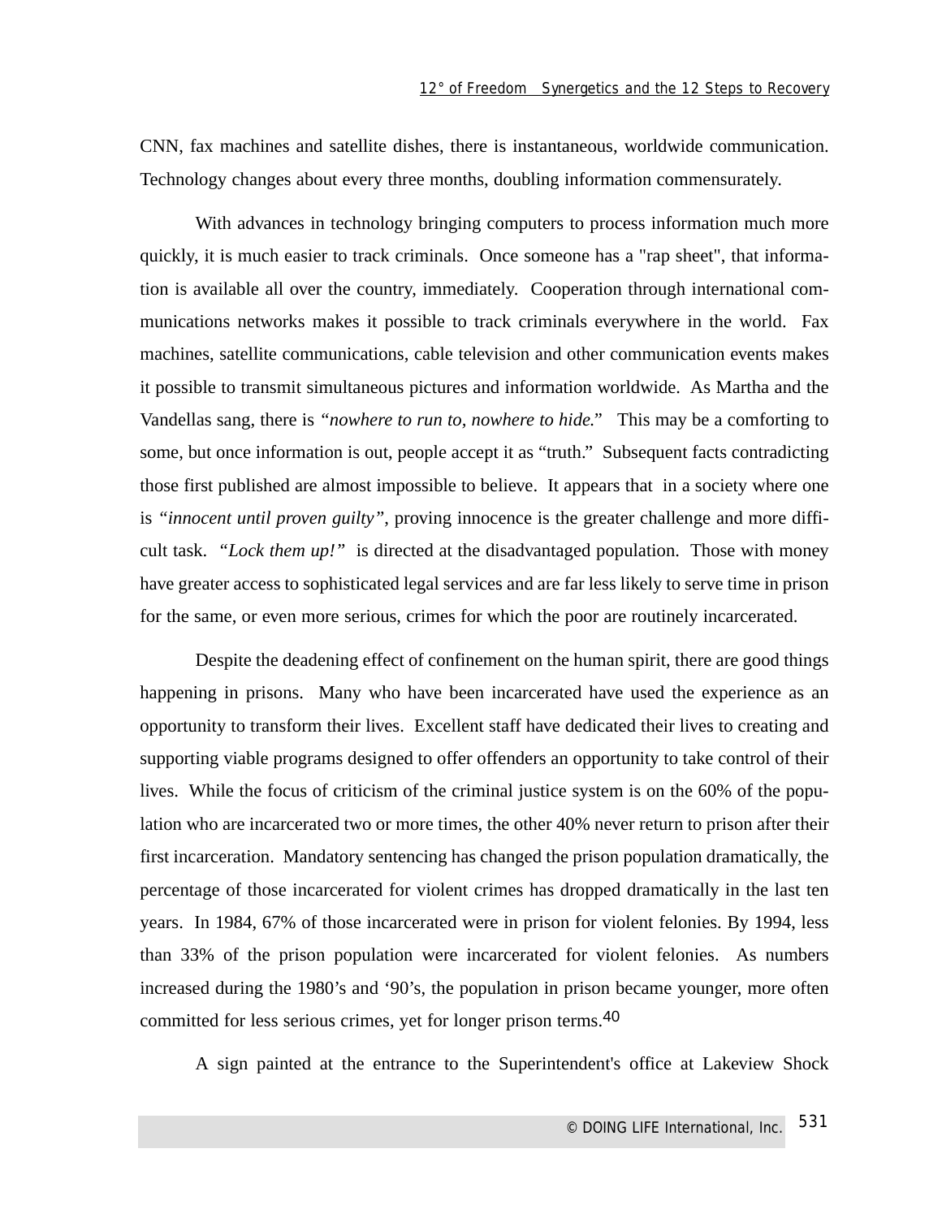CNN, fax machines and satellite dishes, there is instantaneous, worldwide communication. Technology changes about every three months, doubling information commensurately.

With advances in technology bringing computers to process information much more quickly, it is much easier to track criminals. Once someone has a "rap sheet", that information is available all over the country, immediately. Cooperation through international communications networks makes it possible to track criminals everywhere in the world. Fax machines, satellite communications, cable television and other communication events makes it possible to transmit simultaneous pictures and information worldwide. As Martha and the Vandellas sang, there is *"nowhere to run to, nowhere to hide."* This may be a comforting to some, but once information is out, people accept it as "truth." Subsequent facts contradicting those first published are almost impossible to believe. It appears that in a society where one is *"innocent until proven guilty"*, proving innocence is the greater challenge and more difficult task. *"Lock them up!"* is directed at the disadvantaged population. Those with money have greater access to sophisticated legal services and are far less likely to serve time in prison for the same, or even more serious, crimes for which the poor are routinely incarcerated.

Despite the deadening effect of confinement on the human spirit, there are good things happening in prisons. Many who have been incarcerated have used the experience as an opportunity to transform their lives. Excellent staff have dedicated their lives to creating and supporting viable programs designed to offer offenders an opportunity to take control of their lives. While the focus of criticism of the criminal justice system is on the 60% of the population who are incarcerated two or more times, the other 40% never return to prison after their first incarceration. Mandatory sentencing has changed the prison population dramatically, the percentage of those incarcerated for violent crimes has dropped dramatically in the last ten years. In 1984, 67% of those incarcerated were in prison for violent felonies. By 1994, less than 33% of the prison population were incarcerated for violent felonies. As numbers increased during the 1980's and '90's, the population in prison became younger, more often committed for less serious crimes, yet for longer prison terms.[40]

A sign painted at the entrance to the Superintendent's office at Lakeview Shock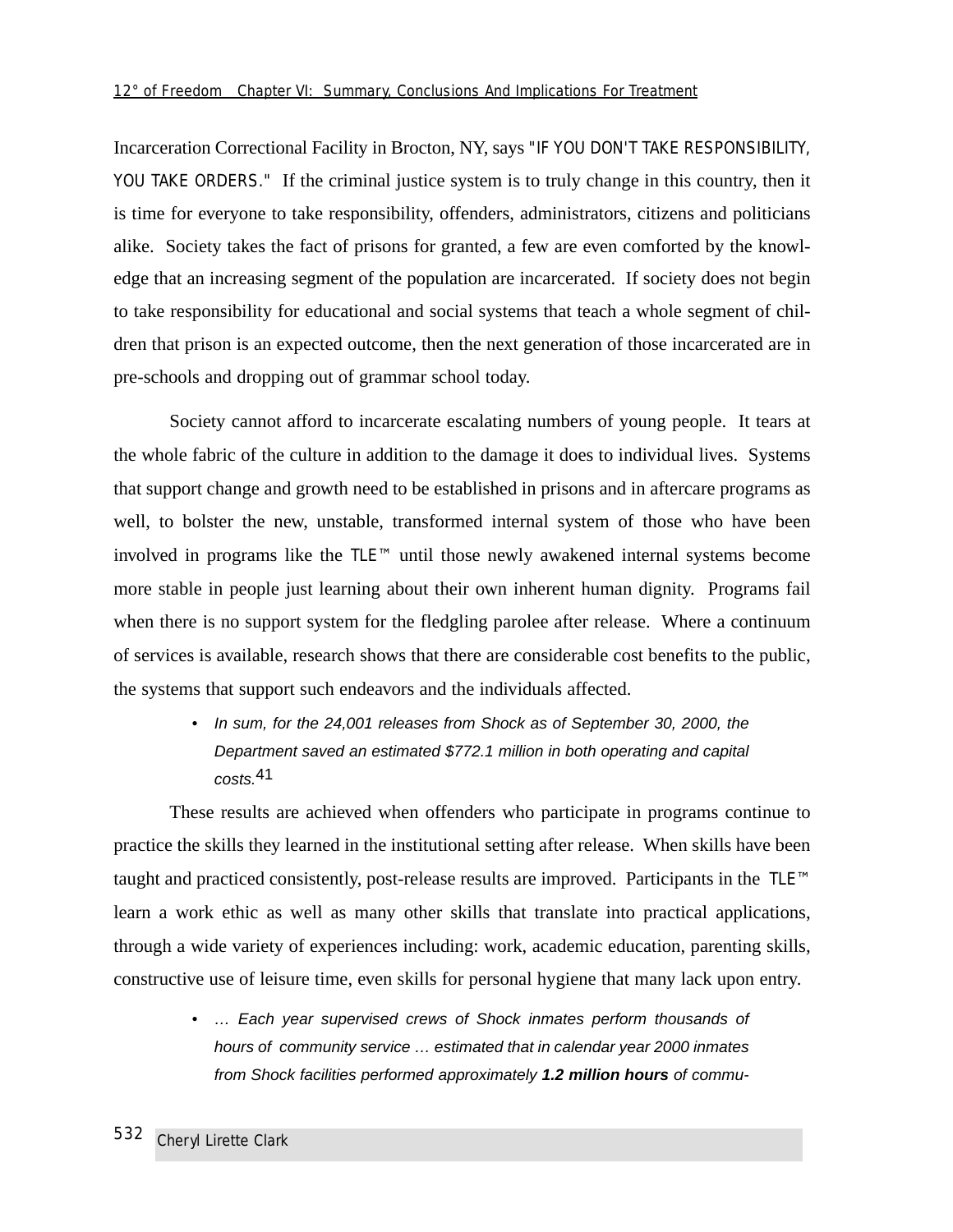Incarceration Correctional Facility in Brocton, NY, says "IF YOU DON'T TAKE RESPONSIBILITY, YOU TAKE ORDERS." If the criminal justice system is to truly change in this country, then it is time for everyone to take responsibility, offenders, administrators, citizens and politicians alike. Society takes the fact of prisons for granted, a few are even comforted by the knowledge that an increasing segment of the population are incarcerated. If society does not begin to take responsibility for educational and social systems that teach a whole segment of children that prison is an expected outcome, then the next generation of those incarcerated are in pre-schools and dropping out of grammar school today.

Society cannot afford to incarcerate escalating numbers of young people. It tears at the whole fabric of the culture in addition to the damage it does to individual lives. Systems that support change and growth need to be established in prisons and in aftercare programs as well, to bolster the new, unstable, transformed internal system of those who have been involved in programs like the TLE™ until those newly awakened internal systems become more stable in people just learning about their own inherent human dignity. Programs fail when there is no support system for the fledgling parolee after release. Where a continuum of services is available, research shows that there are considerable cost benefits to the public, the systems that support such endeavors and the individuals affected.

- *In sum, for the 24,001 releases from Shock as of September 30, 2000, the Department saved an estimated $772.1 million in both operating and capital costs.*[41]

These results are achieved when offenders who participate in programs continue to practice the skills they learned in the institutional setting after release. When skills have been taught and practiced consistently, post-release results are improved. Participants in the TLE™ learn a work ethic as well as many other skills that translate into practical applications, through a wide variety of experiences including: work, academic education, parenting skills, constructive use of leisure time, even skills for personal hygiene that many lack upon entry.

- *… Each year supervised crews of Shock inmates perform thousands of hours of community service … estimated that in calendar year 2000 inmates from Shock facilities performed approximately **1.2 million hours** of commu-*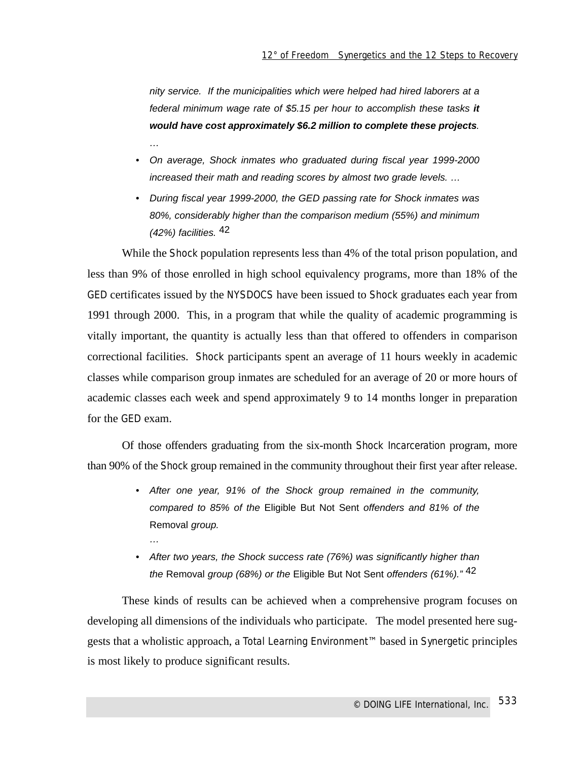*nity service. If the municipalities which were helped had hired laborers at a federal minimum wage rate of $5.15 per hour to accomplish these tasks **it would have cost approximately $6.2 million to complete these projects**. …*

- *On average, Shock inmates who graduated during fiscal year 1999-2000 increased their math and reading scores by almost two grade levels. …*
- *During fiscal year 1999-2000, the GED passing rate for Shock inmates was 80%, considerably higher than the comparison medium (55%) and minimum (42%) facilities.* [42]

While the Shock population represents less than 4% of the total prison population, and less than 9% of those enrolled in high school equivalency programs, more than 18% of the GED certificates issued by the NYSDOCS have been issued to Shock graduates each year from 1991 through 2000. This, in a program that while the quality of academic programming is vitally important, the quantity is actually less than that offered to offenders in comparison correctional facilities. Shock participants spent an average of 11 hours weekly in academic classes while comparison group inmates are scheduled for an average of 20 or more hours of academic classes each week and spend approximately 9 to 14 months longer in preparation for the GED exam.

Of those offenders graduating from the six-month Shock Incarceration program, more than 90% of the Shock group remained in the community throughout their first year after release.

- *After one year, 91% of the Shock group remained in the community, compared to 85% of the* Eligible But Not Sent *offenders and 81% of the* Removal *group.*
  …
- *After two years, the Shock success rate (76%) was significantly higher than the* Removal *group (68%) or the* Eligible But Not Sent *offenders (61%)."* [42]

These kinds of results can be achieved when a comprehensive program focuses on developing all dimensions of the individuals who participate. The model presented here suggests that a wholistic approach, a Total Learning Environment™ based in Synergetic principles is most likely to produce significant results.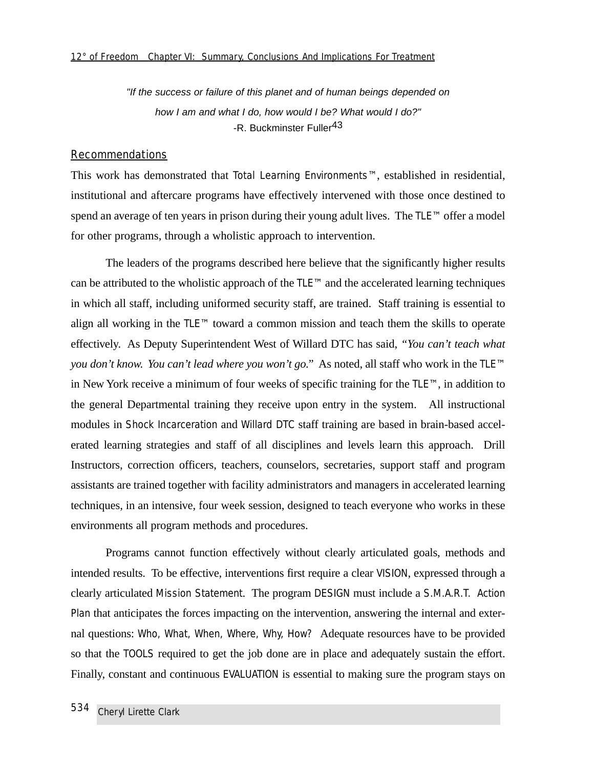*"If the success or failure of this planet and of human beings depended on how I am and what I do, how would I be? What would I do?"*

-R. Buckminster Fuller[43]

## Recommendations

This work has demonstrated that Total Learning Environments™, established in residential, institutional and aftercare programs have effectively intervened with those once destined to spend an average of ten years in prison during their young adult lives. The TLE™ offer a model for other programs, through a wholistic approach to intervention.

The leaders of the programs described here believe that the significantly higher results can be attributed to the wholistic approach of the TLE™ and the accelerated learning techniques in which all staff, including uniformed security staff, are trained. Staff training is essential to align all working in the TLE™ toward a common mission and teach them the skills to operate effectively. As Deputy Superintendent West of Willard DTC has said, *"You can't teach what you don't know. You can't lead where you won't go."* As noted, all staff who work in the TLE™ in New York receive a minimum of four weeks of specific training for the TLE™, in addition to the general Departmental training they receive upon entry in the system. All instructional modules in Shock Incarceration and Willard DTC staff training are based in brain-based accelerated learning strategies and staff of all disciplines and levels learn this approach. Drill Instructors, correction officers, teachers, counselors, secretaries, support staff and program assistants are trained together with facility administrators and managers in accelerated learning techniques, in an intensive, four week session, designed to teach everyone who works in these environments all program methods and procedures.

Programs cannot function effectively without clearly articulated goals, methods and intended results. To be effective, interventions first require a clear VISION, expressed through a clearly articulated Mission Statement. The program DESIGN must include a S.M.A.R.T. Action Plan that anticipates the forces impacting on the intervention, answering the internal and external questions: Who, What, When, Where, Why, How? Adequate resources have to be provided so that the TOOLS required to get the job done are in place and adequately sustain the effort. Finally, constant and continuous EVALUATION is essential to making sure the program stays on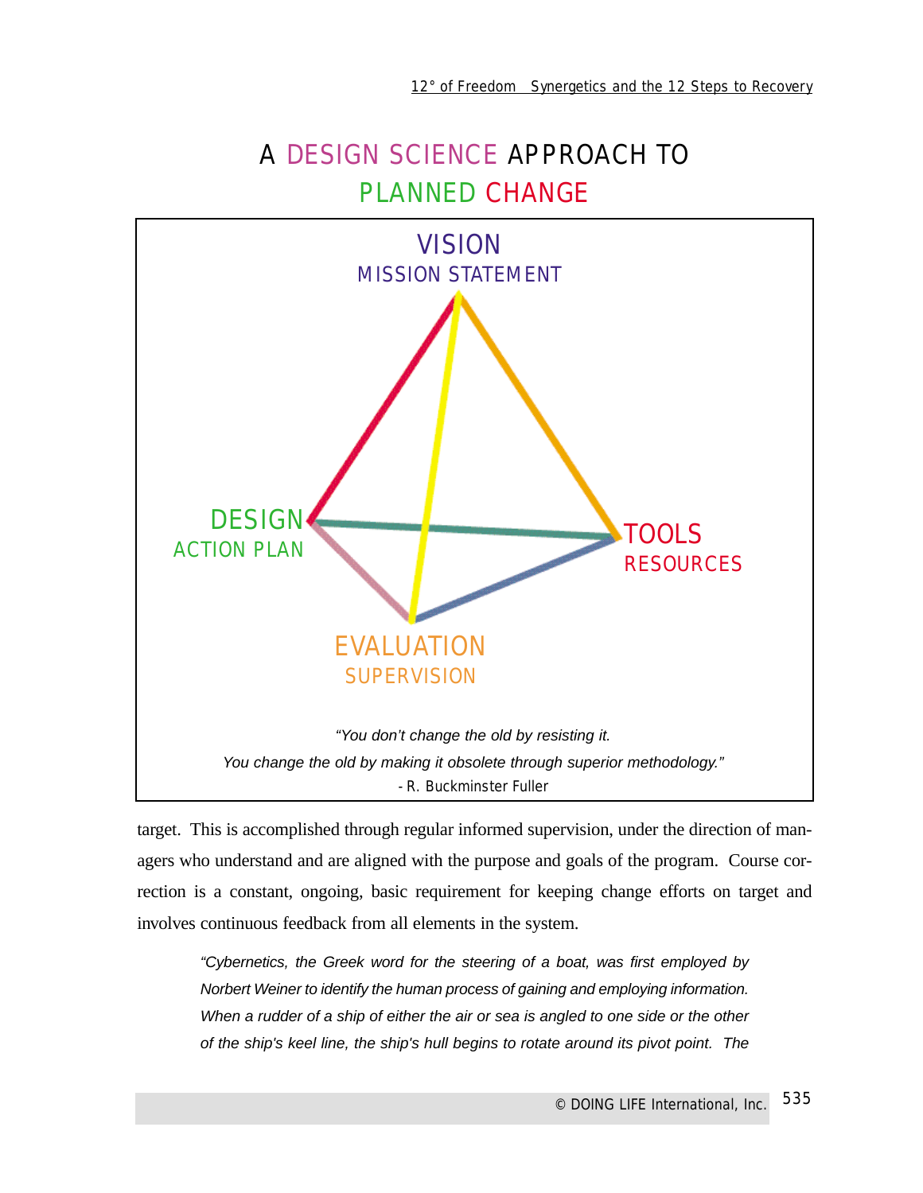## A DESIGN SCIENCE APPROACH TO PLANNED CHANGE

VISION
MISSION STATEMENT

DESIGN
ACTION PLAN

TOOLS
RESOURCES

EVALUATION
SUPERVISION

*"You don't change the old by resisting it.*
*You change the old by making it obsolete through superior methodology."*
- R. Buckminster Fuller

target. This is accomplished through regular informed supervision, under the direction of managers who understand and are aligned with the purpose and goals of the program. Course correction is a constant, ongoing, basic requirement for keeping change efforts on target and involves continuous feedback from all elements in the system.

> *"Cybernetics, the Greek word for the steering of a boat, was first employed by Norbert Weiner to identify the human process of gaining and employing information. When a rudder of a ship of either the air or sea is angled to one side or the other of the ship's keel line, the ship's hull begins to rotate around its pivot point. The*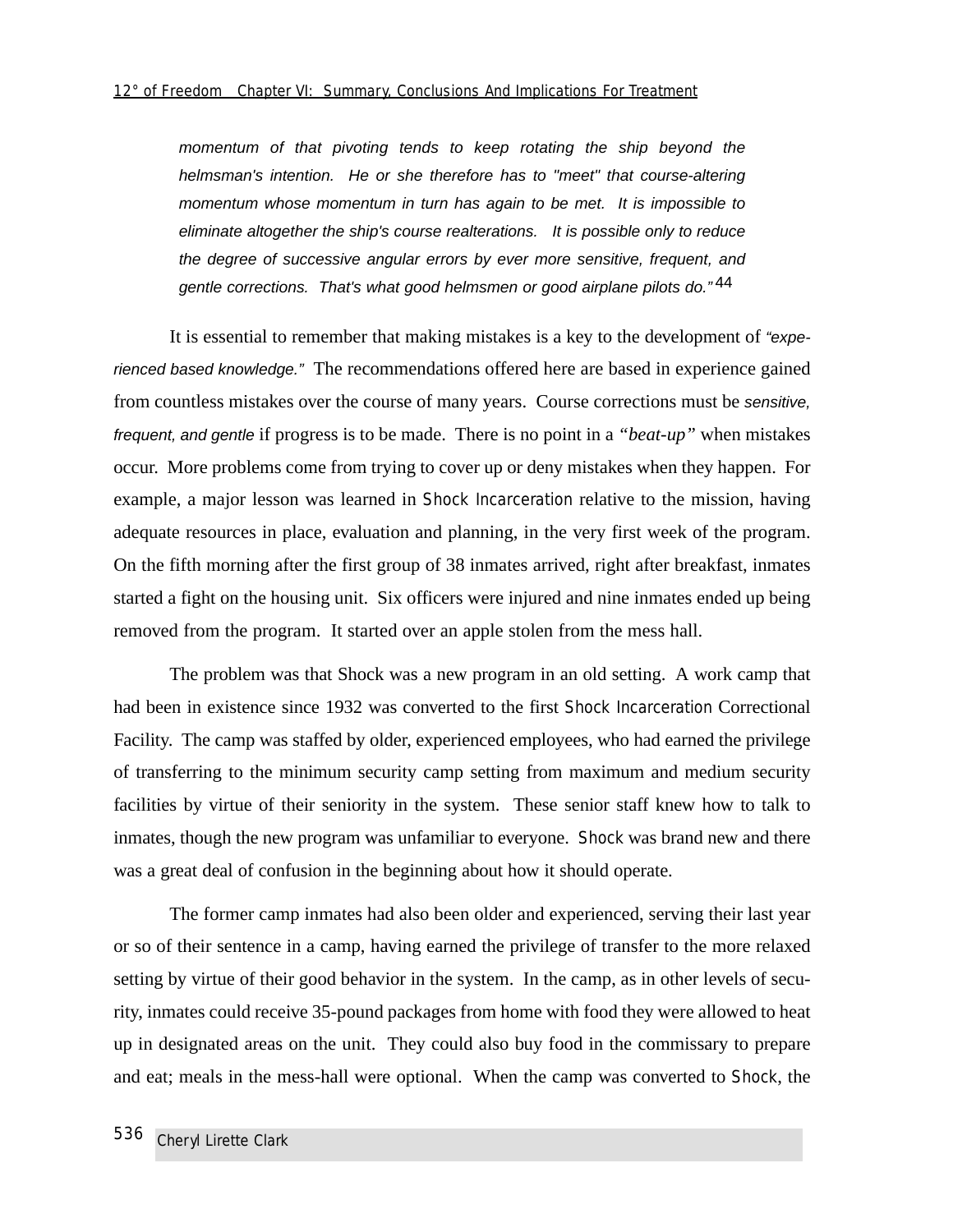> *momentum of that pivoting tends to keep rotating the ship beyond the helmsman's intention. He or she therefore has to "meet" that course-altering momentum whose momentum in turn has again to be met. It is impossible to eliminate altogether the ship's course realterations. It is possible only to reduce the degree of successive angular errors by ever more sensitive, frequent, and gentle corrections. That's what good helmsmen or good airplane pilots do."*[44]

It is essential to remember that making mistakes is a key to the development of *"experienced based knowledge."* The recommendations offered here are based in experience gained from countless mistakes over the course of many years. Course corrections must be *sensitive, frequent, and gentle* if progress is to be made. There is no point in a *"beat-up"* when mistakes occur. More problems come from trying to cover up or deny mistakes when they happen. For example, a major lesson was learned in Shock Incarceration relative to the mission, having adequate resources in place, evaluation and planning, in the very first week of the program. On the fifth morning after the first group of 38 inmates arrived, right after breakfast, inmates started a fight on the housing unit. Six officers were injured and nine inmates ended up being removed from the program. It started over an apple stolen from the mess hall.

The problem was that Shock was a new program in an old setting. A work camp that had been in existence since 1932 was converted to the first Shock Incarceration Correctional Facility. The camp was staffed by older, experienced employees, who had earned the privilege of transferring to the minimum security camp setting from maximum and medium security facilities by virtue of their seniority in the system. These senior staff knew how to talk to inmates, though the new program was unfamiliar to everyone. Shock was brand new and there was a great deal of confusion in the beginning about how it should operate.

The former camp inmates had also been older and experienced, serving their last year or so of their sentence in a camp, having earned the privilege of transfer to the more relaxed setting by virtue of their good behavior in the system. In the camp, as in other levels of security, inmates could receive 35-pound packages from home with food they were allowed to heat up in designated areas on the unit. They could also buy food in the commissary to prepare and eat; meals in the mess-hall were optional. When the camp was converted to Shock, the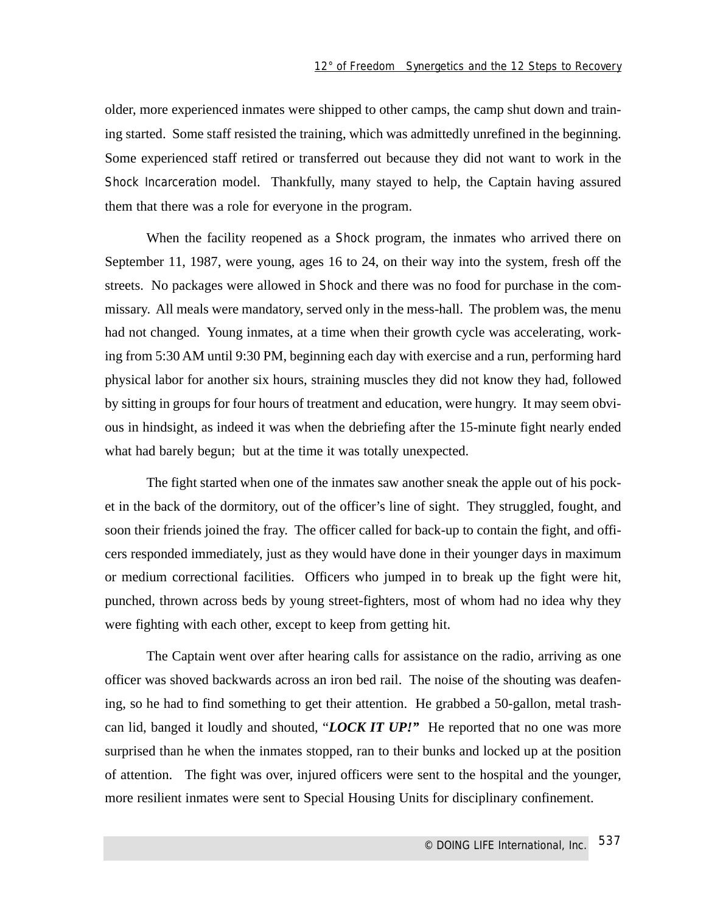older, more experienced inmates were shipped to other camps, the camp shut down and training started. Some staff resisted the training, which was admittedly unrefined in the beginning. Some experienced staff retired or transferred out because they did not want to work in the Shock Incarceration model. Thankfully, many stayed to help, the Captain having assured them that there was a role for everyone in the program.

When the facility reopened as a Shock program, the inmates who arrived there on September 11, 1987, were young, ages 16 to 24, on their way into the system, fresh off the streets. No packages were allowed in Shock and there was no food for purchase in the commissary. All meals were mandatory, served only in the mess-hall. The problem was, the menu had not changed. Young inmates, at a time when their growth cycle was accelerating, working from 5:30 AM until 9:30 PM, beginning each day with exercise and a run, performing hard physical labor for another six hours, straining muscles they did not know they had, followed by sitting in groups for four hours of treatment and education, were hungry. It may seem obvious in hindsight, as indeed it was when the debriefing after the 15-minute fight nearly ended what had barely begun; but at the time it was totally unexpected.

The fight started when one of the inmates saw another sneak the apple out of his pocket in the back of the dormitory, out of the officer's line of sight. They struggled, fought, and soon their friends joined the fray. The officer called for back-up to contain the fight, and officers responded immediately, just as they would have done in their younger days in maximum or medium correctional facilities. Officers who jumped in to break up the fight were hit, punched, thrown across beds by young street-fighters, most of whom had no idea why they were fighting with each other, except to keep from getting hit.

The Captain went over after hearing calls for assistance on the radio, arriving as one officer was shoved backwards across an iron bed rail. The noise of the shouting was deafening, so he had to find something to get their attention. He grabbed a 50-gallon, metal trash-can lid, banged it loudly and shouted, "***LOCK IT UP!"*** He reported that no one was more surprised than he when the inmates stopped, ran to their bunks and locked up at the position of attention. The fight was over, injured officers were sent to the hospital and the younger, more resilient inmates were sent to Special Housing Units for disciplinary confinement.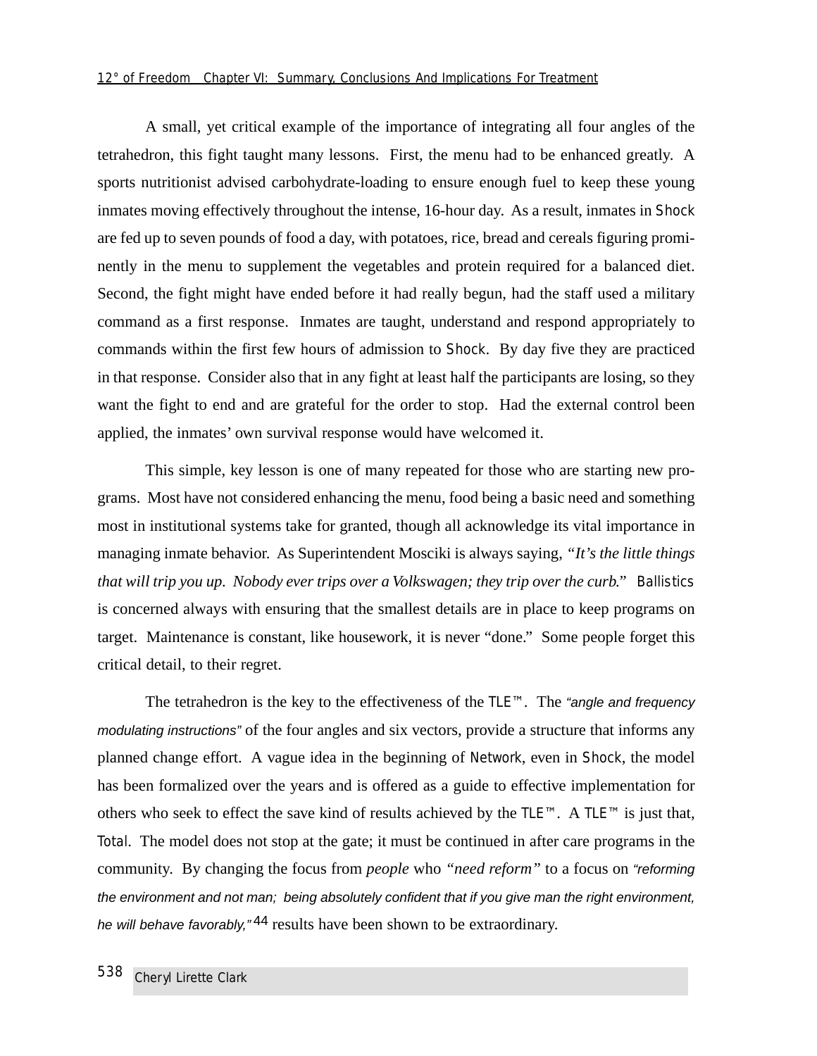A small, yet critical example of the importance of integrating all four angles of the tetrahedron, this fight taught many lessons. First, the menu had to be enhanced greatly. A sports nutritionist advised carbohydrate-loading to ensure enough fuel to keep these young inmates moving effectively throughout the intense, 16-hour day. As a result, inmates in Shock are fed up to seven pounds of food a day, with potatoes, rice, bread and cereals figuring prominently in the menu to supplement the vegetables and protein required for a balanced diet. Second, the fight might have ended before it had really begun, had the staff used a military command as a first response. Inmates are taught, understand and respond appropriately to commands within the first few hours of admission to Shock. By day five they are practiced in that response. Consider also that in any fight at least half the participants are losing, so they want the fight to end and are grateful for the order to stop. Had the external control been applied, the inmates' own survival response would have welcomed it.

This simple, key lesson is one of many repeated for those who are starting new programs. Most have not considered enhancing the menu, food being a basic need and something most in institutional systems take for granted, though all acknowledge its vital importance in managing inmate behavior. As Superintendent Mosciki is always saying, *"It's the little things that will trip you up. Nobody ever trips over a Volkswagen; they trip over the curb.*" Ballistics is concerned always with ensuring that the smallest details are in place to keep programs on target. Maintenance is constant, like housework, it is never "done." Some people forget this critical detail, to their regret.

The tetrahedron is the key to the effectiveness of the TLE™. The *"angle and frequency modulating instructions"* of the four angles and six vectors, provide a structure that informs any planned change effort. A vague idea in the beginning of Network, even in Shock, the model has been formalized over the years and is offered as a guide to effective implementation for others who seek to effect the save kind of results achieved by the TLE™. A TLE™ is just that, Total. The model does not stop at the gate; it must be continued in after care programs in the community. By changing the focus from *people* who *"need reform"* to a focus on *"reforming the environment and not man; being absolutely confident that if you give man the right environment, he will behave favorably,"* [44] results have been shown to be extraordinary.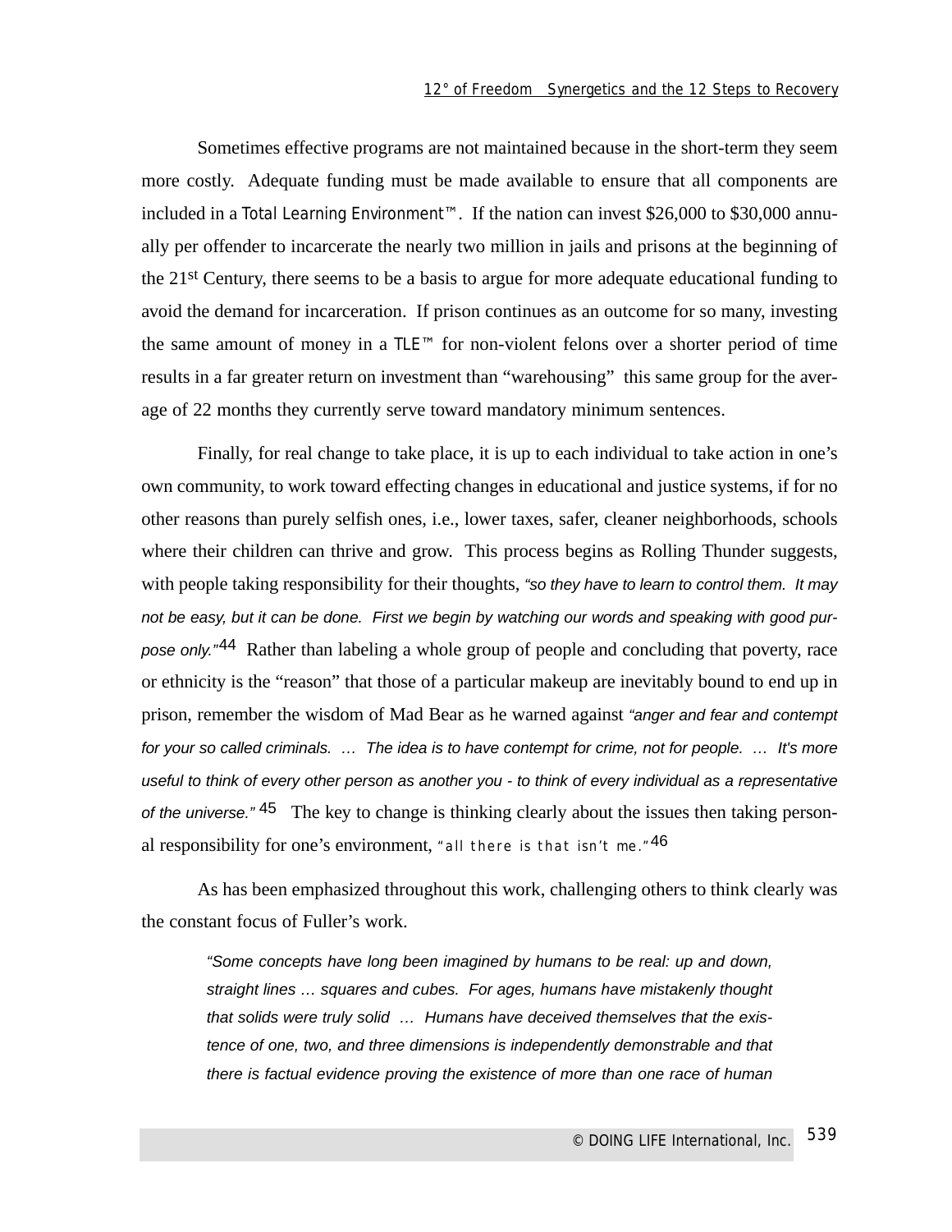Sometimes effective programs are not maintained because in the short-term they seem more costly. Adequate funding must be made available to ensure that all components are included in a Total Learning Environment™. If the nation can invest $26,000 to $30,000 annually per offender to incarcerate the nearly two million in jails and prisons at the beginning of the 21st Century, there seems to be a basis to argue for more adequate educational funding to avoid the demand for incarceration. If prison continues as an outcome for so many, investing the same amount of money in a TLE™ for non-violent felons over a shorter period of time results in a far greater return on investment than "warehousing" this same group for the average of 22 months they currently serve toward mandatory minimum sentences.

Finally, for real change to take place, it is up to each individual to take action in one's own community, to work toward effecting changes in educational and justice systems, if for no other reasons than purely selfish ones, i.e., lower taxes, safer, cleaner neighborhoods, schools where their children can thrive and grow. This process begins as Rolling Thunder suggests, with people taking responsibility for their thoughts, *"so they have to learn to control them. It may not be easy, but it can be done. First we begin by watching our words and speaking with good purpose only."*[44] Rather than labeling a whole group of people and concluding that poverty, race or ethnicity is the "reason" that those of a particular makeup are inevitably bound to end up in prison, remember the wisdom of Mad Bear as he warned against *"anger and fear and contempt for your so called criminals. … The idea is to have contempt for crime, not for people. … It's more useful to think of every other person as another you - to think of every individual as a representative of the universe."*[45] The key to change is thinking clearly about the issues then taking personal responsibility for one's environment, "all there is that isn't me."[46]

As has been emphasized throughout this work, challenging others to think clearly was the constant focus of Fuller's work.

> *"Some concepts have long been imagined by humans to be real: up and down, straight lines … squares and cubes. For ages, humans have mistakenly thought that solids were truly solid … Humans have deceived themselves that the existence of one, two, and three dimensions is independently demonstrable and that there is factual evidence proving the existence of more than one race of human*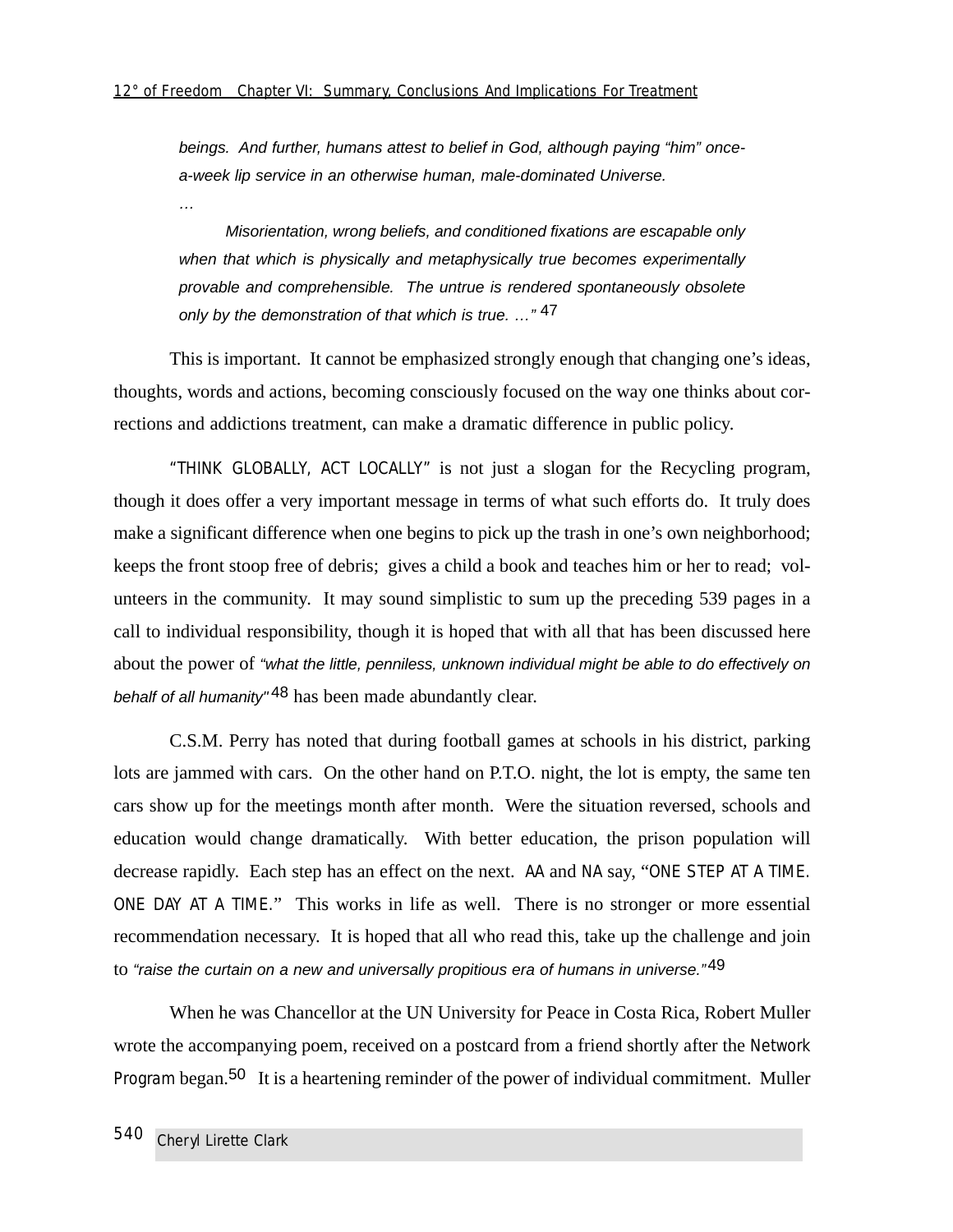*beings. And further, humans attest to belief in God, although paying "him" once-a-week lip service in an otherwise human, male-dominated Universe.*

*…*

*Misorientation, wrong beliefs, and conditioned fixations are escapable only when that which is physically and metaphysically true becomes experimentally provable and comprehensible. The untrue is rendered spontaneously obsolete only by the demonstration of that which is true. …"* [47]

This is important. It cannot be emphasized strongly enough that changing one's ideas, thoughts, words and actions, becoming consciously focused on the way one thinks about corrections and addictions treatment, can make a dramatic difference in public policy.

"THINK GLOBALLY, ACT LOCALLY" is not just a slogan for the Recycling program, though it does offer a very important message in terms of what such efforts do. It truly does make a significant difference when one begins to pick up the trash in one's own neighborhood; keeps the front stoop free of debris; gives a child a book and teaches him or her to read; volunteers in the community. It may sound simplistic to sum up the preceding 539 pages in a call to individual responsibility, though it is hoped that with all that has been discussed here about the power of *"what the little, penniless, unknown individual might be able to do effectively on behalf of all humanity"* [48] has been made abundantly clear.

C.S.M. Perry has noted that during football games at schools in his district, parking lots are jammed with cars. On the other hand on P.T.O. night, the lot is empty, the same ten cars show up for the meetings month after month. Were the situation reversed, schools and education would change dramatically. With better education, the prison population will decrease rapidly. Each step has an effect on the next. AA and NA say, "ONE STEP AT A TIME. ONE DAY AT A TIME." This works in life as well. There is no stronger or more essential recommendation necessary. It is hoped that all who read this, take up the challenge and join to *"raise the curtain on a new and universally propitious era of humans in universe."* [49]

When he was Chancellor at the UN University for Peace in Costa Rica, Robert Muller wrote the accompanying poem, received on a postcard from a friend shortly after the Network Program began.[50] It is a heartening reminder of the power of individual commitment. Muller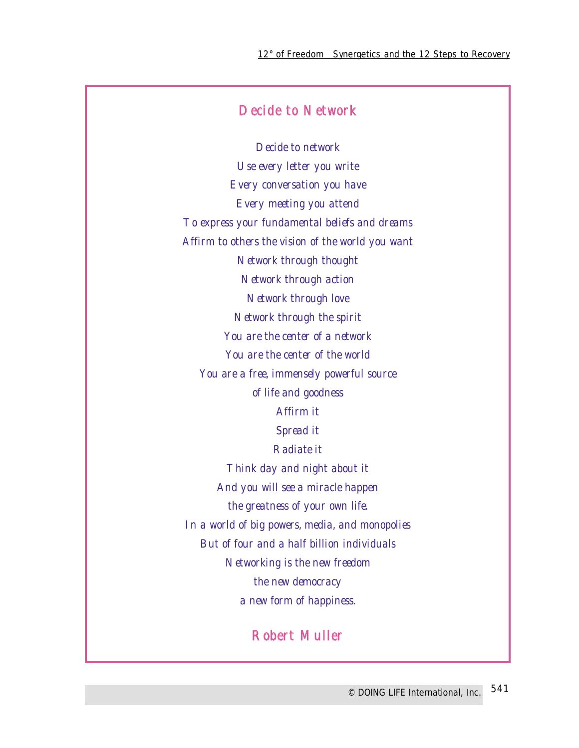## Decide to Network

*Decide to network*
*Use every letter you write*
*Every conversation you have*
*Every meeting you attend*
*To express your fundamental beliefs and dreams*
*Affirm to others the vision of the world you want*
*Network through thought*
*Network through action*
*Network through love*
*Network through the spirit*
*You are the center of a network*
*You are the center of the world*
*You are a free, immensely powerful source*
*of life and goodness*
*Affirm it*
*Spread it*
*Radiate it*
*Think day and night about it*
*And you will see a miracle happen*
*the greatness of your own life.*
*In a world of big powers, media, and monopolies*
*But of four and a half billion individuals*
*Networking is the new freedom*
*the new democracy*
*a new form of happiness.*

**Robert Muller**

© DOING LIFE International, Inc.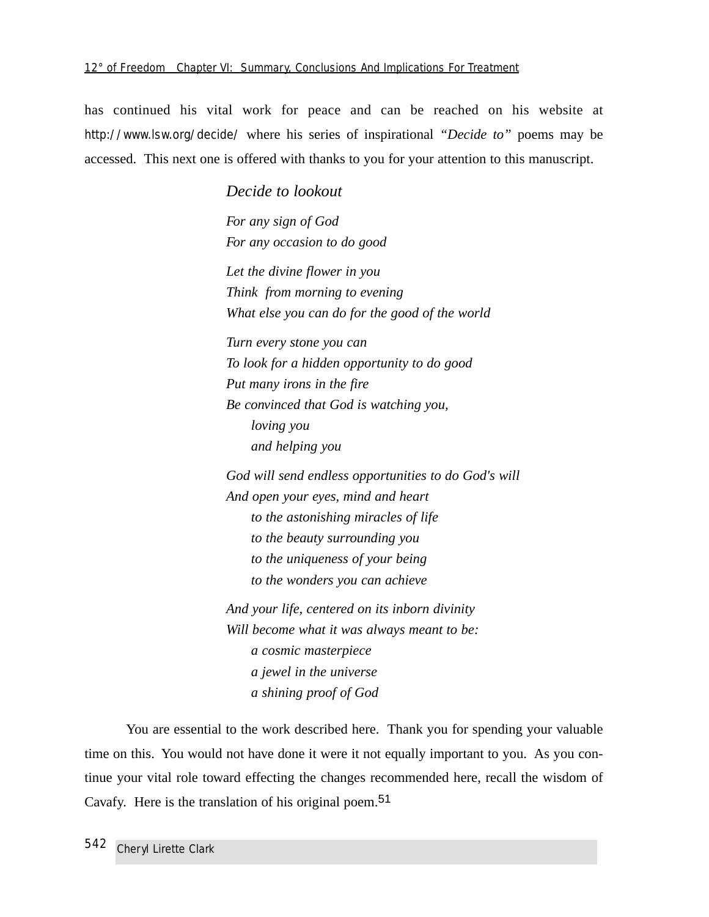has continued his vital work for peace and can be reached on his website at http://www.lsw.org/decide/ where his series of inspirational *"Decide to"* poems may be accessed. This next one is offered with thanks to you for your attention to this manuscript.

*Decide to lookout*

*For any sign of God*
*For any occasion to do good*

*Let the divine flower in you*
*Think from morning to evening*
*What else you can do for the good of the world*

*Turn every stone you can*
*To look for a hidden opportunity to do good*
*Put many irons in the fire*
*Be convinced that God is watching you,*
  *loving you*
  *and helping you*

*God will send endless opportunities to do God's will*
*And open your eyes, mind and heart*
  *to the astonishing miracles of life*
  *to the beauty surrounding you*
  *to the uniqueness of your being*
  *to the wonders you can achieve*

*And your life, centered on its inborn divinity*
*Will become what it was always meant to be:*
  *a cosmic masterpiece*
  *a jewel in the universe*
  *a shining proof of God*

You are essential to the work described here. Thank you for spending your valuable time on this. You would not have done it were it not equally important to you. As you continue your vital role toward effecting the changes recommended here, recall the wisdom of Cavafy. Here is the translation of his original poem.[51]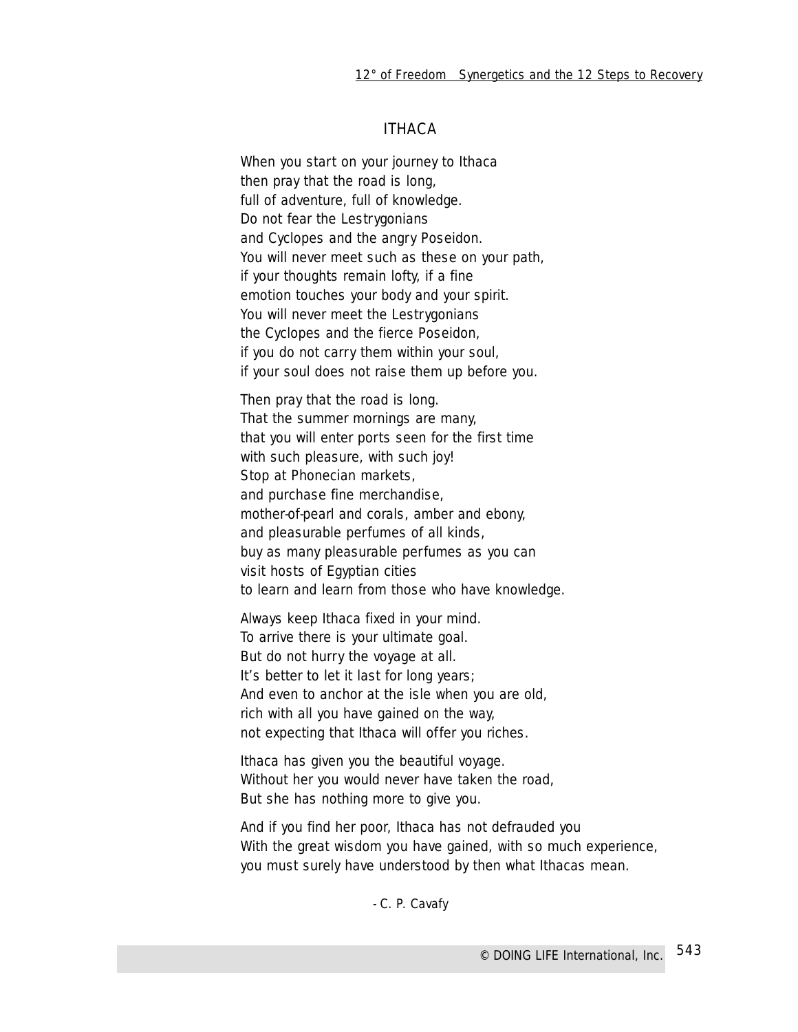# ITHACA

When you start on your journey to Ithaca  
then pray that the road is long,  
full of adventure, full of knowledge.  
Do not fear the Lestrygonians  
and Cyclopes and the angry Poseidon.  
You will never meet such as these on your path,  
if your thoughts remain lofty, if a fine  
emotion touches your body and your spirit.  
You will never meet the Lestrygonians  
the Cyclopes and the fierce Poseidon,  
if you do not carry them within your soul,  
if your soul does not raise them up before you.

Then pray that the road is long.  
That the summer mornings are many,  
that you will enter ports seen for the first time  
with such pleasure, with such joy!  
Stop at Phonecian markets,  
and purchase fine merchandise,  
mother-of-pearl and corals, amber and ebony,  
and pleasurable perfumes of all kinds,  
buy as many pleasurable perfumes as you can  
visit hosts of Egyptian cities  
to learn and learn from those who have knowledge.

Always keep Ithaca fixed in your mind.  
To arrive there is your ultimate goal.  
But do not hurry the voyage at all.  
It's better to let it last for long years;  
And even to anchor at the isle when you are old,  
rich with all you have gained on the way,  
not expecting that Ithaca will offer you riches.

Ithaca has given you the beautiful voyage.  
Without her you would never have taken the road,  
But she has nothing more to give you.

And if you find her poor, Ithaca has not defrauded you  
With the great wisdom you have gained, with so much experience,  
you must surely have understood by then what Ithacas mean.

- C. P. Cavafy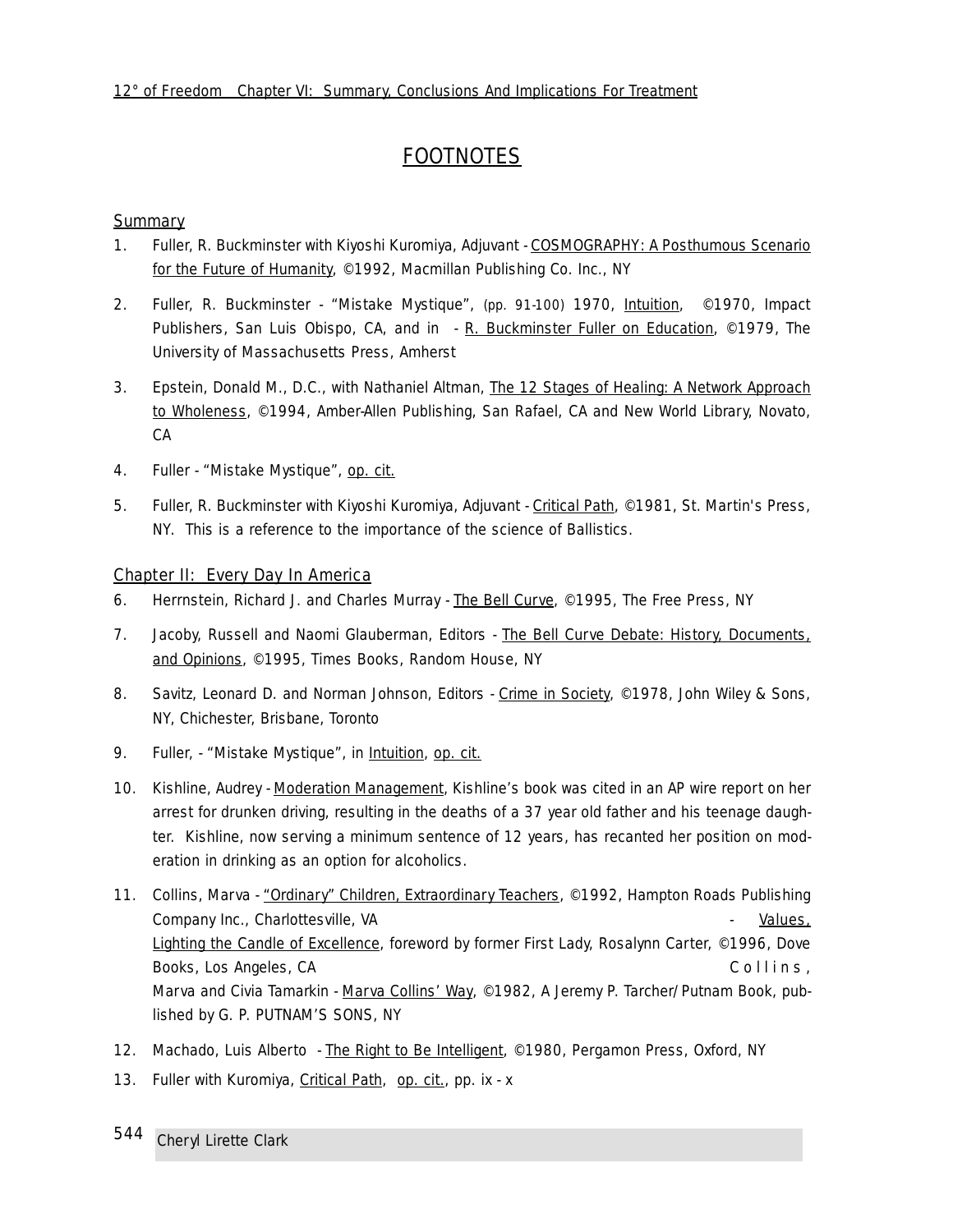# FOOTNOTES

## Summary

1. Fuller, R. Buckminster with Kiyoshi Kuromiya, Adjuvant - COSMOGRAPHY: A Posthumous Scenario for the Future of Humanity, ©1992, Macmillan Publishing Co. Inc., NY
2. Fuller, R. Buckminster - "Mistake Mystique", (pp. 91-100) 1970, Intuition, ©1970, Impact Publishers, San Luis Obispo, CA, and in - R. Buckminster Fuller on Education, ©1979, The University of Massachusetts Press, Amherst
3. Epstein, Donald M., D.C., with Nathaniel Altman, The 12 Stages of Healing: A Network Approach to Wholeness, ©1994, Amber-Allen Publishing, San Rafael, CA and New World Library, Novato, CA
4. Fuller - "Mistake Mystique", op. cit.
5. Fuller, R. Buckminster with Kiyoshi Kuromiya, Adjuvant - Critical Path, ©1981, St. Martin's Press, NY. This is a reference to the importance of the science of Ballistics.

## Chapter II: Every Day In America

6. Herrnstein, Richard J. and Charles Murray - The Bell Curve, ©1995, The Free Press, NY
7. Jacoby, Russell and Naomi Glauberman, Editors - The Bell Curve Debate: History, Documents, and Opinions, ©1995, Times Books, Random House, NY
8. Savitz, Leonard D. and Norman Johnson, Editors - Crime in Society, ©1978, John Wiley & Sons, NY, Chichester, Brisbane, Toronto
9. Fuller, - "Mistake Mystique", in Intuition, op. cit.
10. Kishline, Audrey - Moderation Management, Kishline's book was cited in an AP wire report on her arrest for drunken driving, resulting in the deaths of a 37 year old father and his teenage daughter. Kishline, now serving a minimum sentence of 12 years, has recanted her position on moderation in drinking as an option for alcoholics.
11. Collins, Marva - "Ordinary" Children, Extraordinary Teachers, ©1992, Hampton Roads Publishing Company Inc., Charlottesville, VA - Values, Lighting the Candle of Excellence, foreword by former First Lady, Rosalynn Carter, ©1996, Dove Books, Los Angeles, CA Collins, Marva and Civia Tamarkin - Marva Collins' Way, ©1982, A Jeremy P. Tarcher/Putnam Book, published by G. P. PUTNAM'S SONS, NY
12. Machado, Luis Alberto - The Right to Be Intelligent, ©1980, Pergamon Press, Oxford, NY
13. Fuller with Kuromiya, Critical Path, op. cit., pp. ix - x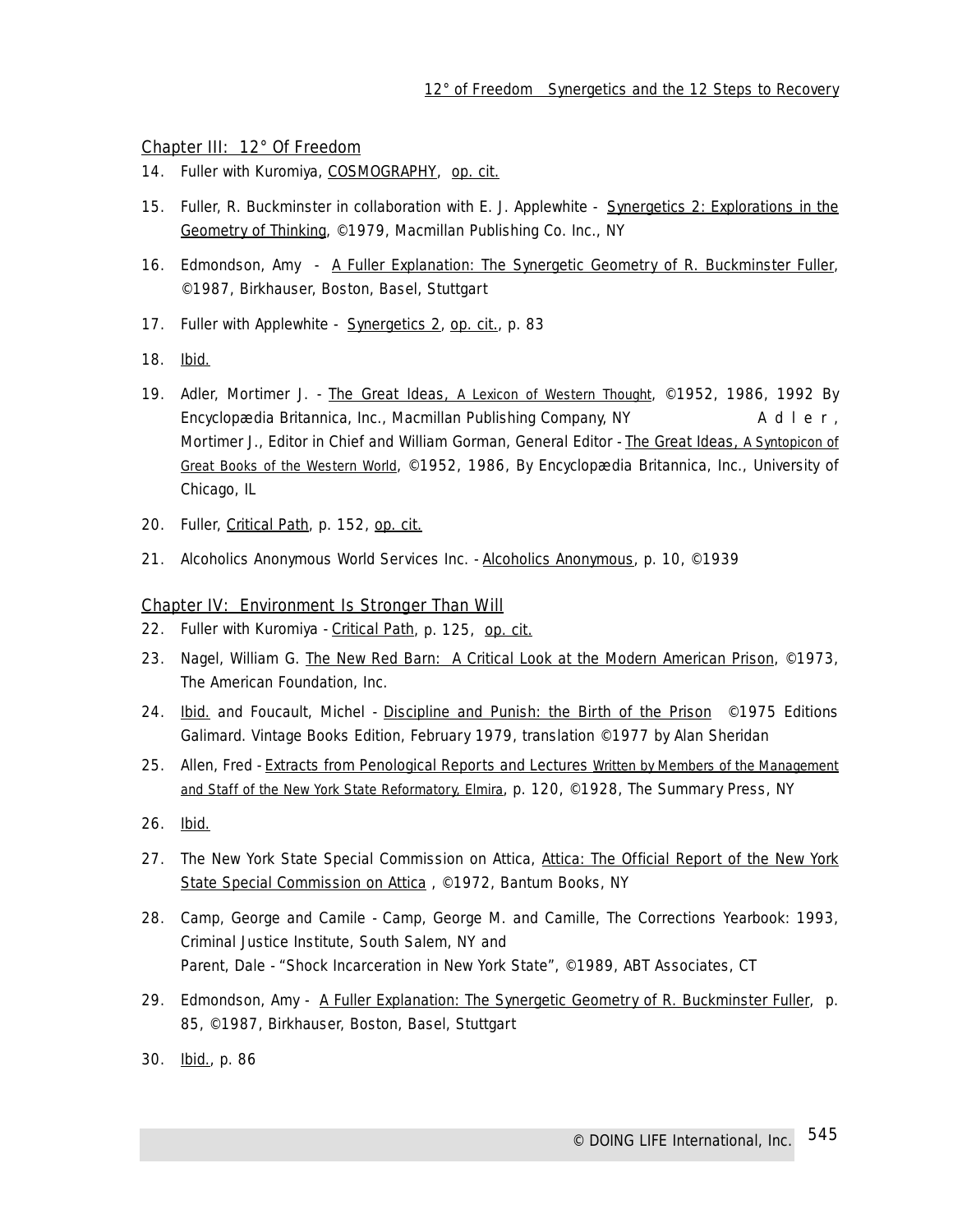## Chapter III: 12° Of Freedom

14. Fuller with Kuromiya, COSMOGRAPHY, op. cit.

15. Fuller, R. Buckminster in collaboration with E. J. Applewhite - Synergetics 2: Explorations in the Geometry of Thinking, ©1979, Macmillan Publishing Co. Inc., NY

16. Edmondson, Amy - A Fuller Explanation: The Synergetic Geometry of R. Buckminster Fuller, ©1987, Birkhauser, Boston, Basel, Stuttgart

17. Fuller with Applewhite - Synergetics 2, op. cit., p. 83

18. Ibid.

19. Adler, Mortimer J. - The Great Ideas, A Lexicon of Western Thought, ©1952, 1986, 1992 By Encyclopædia Britannica, Inc., Macmillan Publishing Company, NY Adler, Mortimer J., Editor in Chief and William Gorman, General Editor - The Great Ideas, A Syntopicon of Great Books of the Western World, ©1952, 1986, By Encyclopædia Britannica, Inc., University of Chicago, IL

20. Fuller, Critical Path, p. 152, op. cit.

21. Alcoholics Anonymous World Services Inc. - Alcoholics Anonymous, p. 10, ©1939

## Chapter IV: Environment Is Stronger Than Will

22. Fuller with Kuromiya - Critical Path, p. 125, op. cit.

23. Nagel, William G. The New Red Barn: A Critical Look at the Modern American Prison, ©1973, The American Foundation, Inc.

24. Ibid. and Foucault, Michel - Discipline and Punish: the Birth of the Prison ©1975 Editions Galimard. Vintage Books Edition, February 1979, translation ©1977 by Alan Sheridan

25. Allen, Fred - Extracts from Penological Reports and Lectures Written by Members of the Management and Staff of the New York State Reformatory, Elmira, p. 120, ©1928, The Summary Press, NY

26. Ibid.

27. The New York State Special Commission on Attica, Attica: The Official Report of the New York State Special Commission on Attica , ©1972, Bantum Books, NY

28. Camp, George and Camile - Camp, George M. and Camille, The Corrections Yearbook: 1993, Criminal Justice Institute, South Salem, NY and
    Parent, Dale - "Shock Incarceration in New York State", ©1989, ABT Associates, CT

29. Edmondson, Amy - A Fuller Explanation: The Synergetic Geometry of R. Buckminster Fuller, p. 85, ©1987, Birkhauser, Boston, Basel, Stuttgart

30. Ibid., p. 86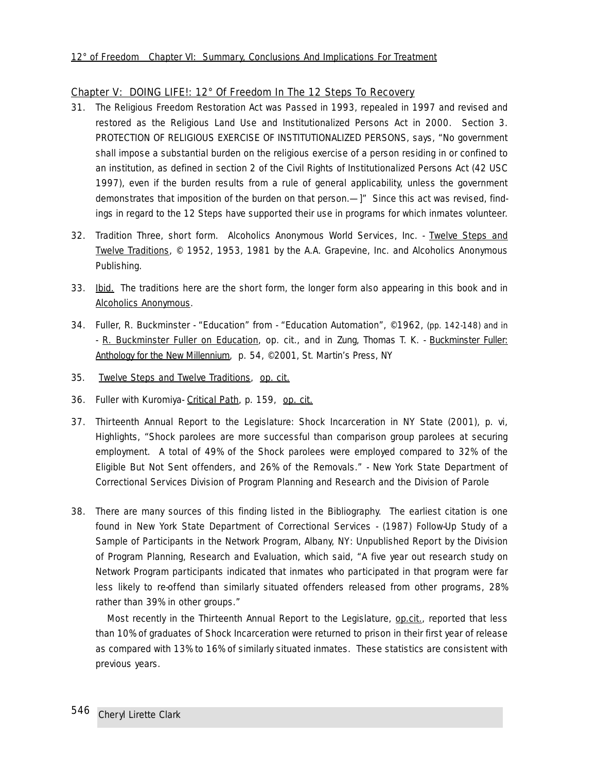## Chapter V: DOING LIFE!: 12° Of Freedom In The 12 Steps To Recovery

31. The Religious Freedom Restoration Act was Passed in 1993, repealed in 1997 and revised and restored as the Religious Land Use and Institutionalized Persons Act in 2000. Section 3. PROTECTION OF RELIGIOUS EXERCISE OF INSTITUTIONALIZED PERSONS, says, "No government shall impose a substantial burden on the religious exercise of a person residing in or confined to an institution, as defined in section 2 of the Civil Rights of Institutionalized Persons Act (42 USC 1997), even if the burden results from a rule of general applicability, unless the government demonstrates that imposition of the burden on that person.—]" Since this act was revised, findings in regard to the 12 Steps have supported their use in programs for which inmates volunteer.

32. Tradition Three, short form. Alcoholics Anonymous World Services, Inc. - Twelve Steps and Twelve Traditions, © 1952, 1953, 1981 by the A.A. Grapevine, Inc. and Alcoholics Anonymous Publishing.

33. Ibid. The traditions here are the short form, the longer form also appearing in this book and in Alcoholics Anonymous.

34. Fuller, R. Buckminster - "Education" from - "Education Automation", ©1962, (pp. 142-148) and in - R. Buckminster Fuller on Education, op. cit., and in Zung, Thomas T. K. - Buckminster Fuller: Anthology for the New Millennium, p. 54, ©2001, St. Martin's Press, NY

35. Twelve Steps and Twelve Traditions, op. cit.

36. Fuller with Kuromiya- Critical Path, p. 159, op. cit.

37. Thirteenth Annual Report to the Legislature: Shock Incarceration in NY State (2001), p. vi, Highlights, "Shock parolees are more successful than comparison group parolees at securing employment. A total of 49% of the Shock parolees were employed compared to 32% of the Eligible But Not Sent offenders, and 26% of the Removals." - New York State Department of Correctional Services Division of Program Planning and Research and the Division of Parole

38. There are many sources of this finding listed in the Bibliography. The earliest citation is one found in New York State Department of Correctional Services - (1987) Follow-Up Study of a Sample of Participants in the Network Program, Albany, NY: Unpublished Report by the Division of Program Planning, Research and Evaluation, which said, "A five year out research study on Network Program participants indicated that inmates who participated in that program were far less likely to re-offend than similarly situated offenders released from other programs, 28% rather than 39% in other groups."

    Most recently in the Thirteenth Annual Report to the Legislature, op.cit., reported that less than 10% of graduates of Shock Incarceration were returned to prison in their first year of release as compared with 13% to 16% of similarly situated inmates. These statistics are consistent with previous years.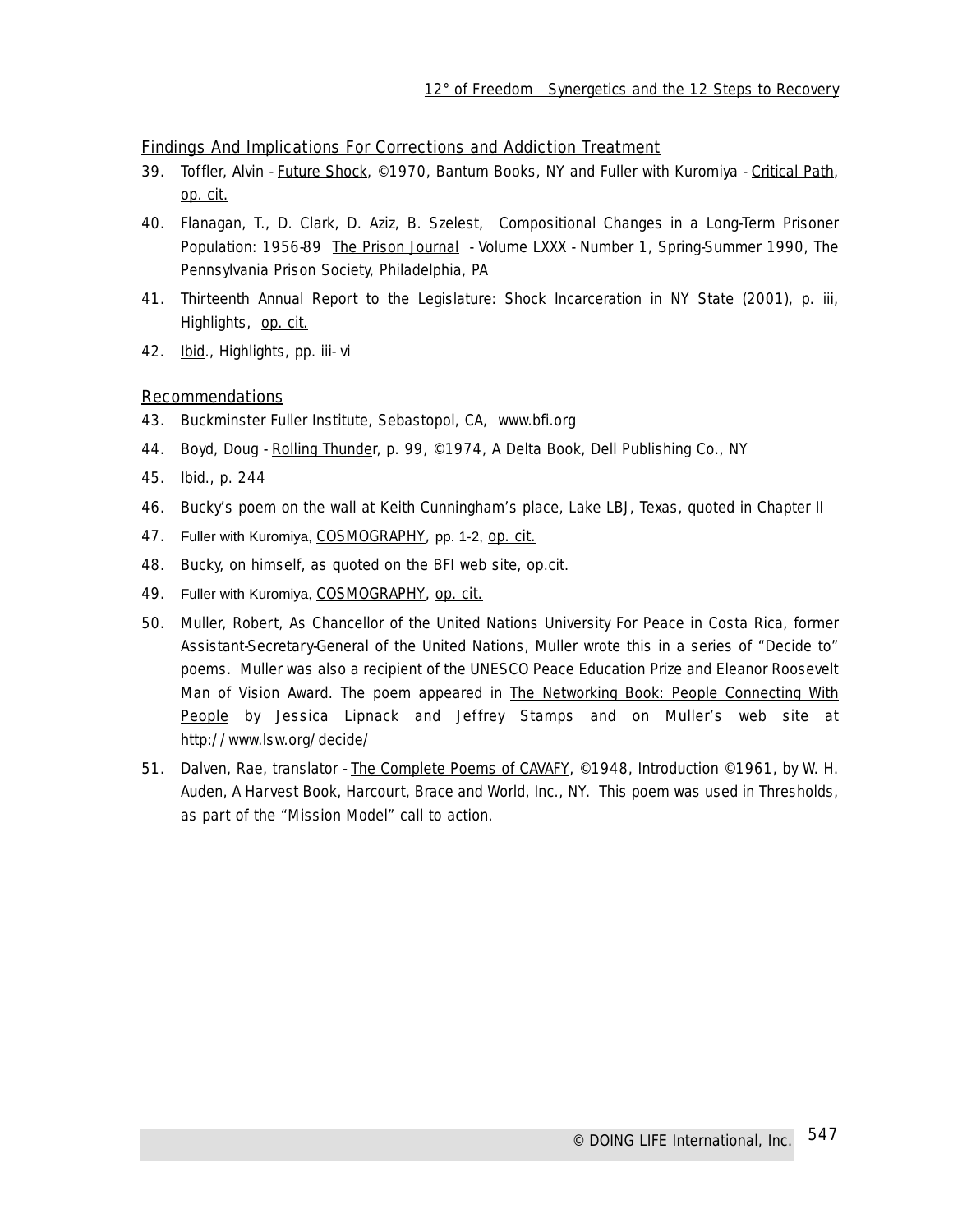## Findings And Implications For Corrections and Addiction Treatment

39. Toffler, Alvin - Future Shock, ©1970, Bantum Books, NY and Fuller with Kuromiya - Critical Path, op. cit.
40. Flanagan, T., D. Clark, D. Aziz, B. Szelest, Compositional Changes in a Long-Term Prisoner Population: 1956-89 The Prison Journal - Volume LXXX - Number 1, Spring-Summer 1990, The Pennsylvania Prison Society, Philadelphia, PA
41. Thirteenth Annual Report to the Legislature: Shock Incarceration in NY State (2001), p. iii, Highlights, op. cit.
42. Ibid., Highlights, pp. iii- vi

## Recommendations

43. Buckminster Fuller Institute, Sebastopol, CA, www.bfi.org
44. Boyd, Doug - Rolling Thunder, p. 99, ©1974, A Delta Book, Dell Publishing Co., NY
45. Ibid., p. 244
46. Bucky's poem on the wall at Keith Cunningham's place, Lake LBJ, Texas, quoted in Chapter II
47. Fuller with Kuromiya, COSMOGRAPHY, pp. 1-2, op. cit.
48. Bucky, on himself, as quoted on the BFI web site, op.cit.
49. Fuller with Kuromiya, COSMOGRAPHY, op. cit.
50. Muller, Robert, As Chancellor of the United Nations University For Peace in Costa Rica, former Assistant-Secretary-General of the United Nations, Muller wrote this in a series of "Decide to" poems. Muller was also a recipient of the UNESCO Peace Education Prize and Eleanor Roosevelt Man of Vision Award. The poem appeared in The Networking Book: People Connecting With People by Jessica Lipnack and Jeffrey Stamps and on Muller's web site at http://www.lsw.org/decide/
51. Dalven, Rae, translator - The Complete Poems of CAVAFY, ©1948, Introduction ©1961, by W. H. Auden, A Harvest Book, Harcourt, Brace and World, Inc., NY. This poem was used in Thresholds, as part of the "Mission Model" call to action.